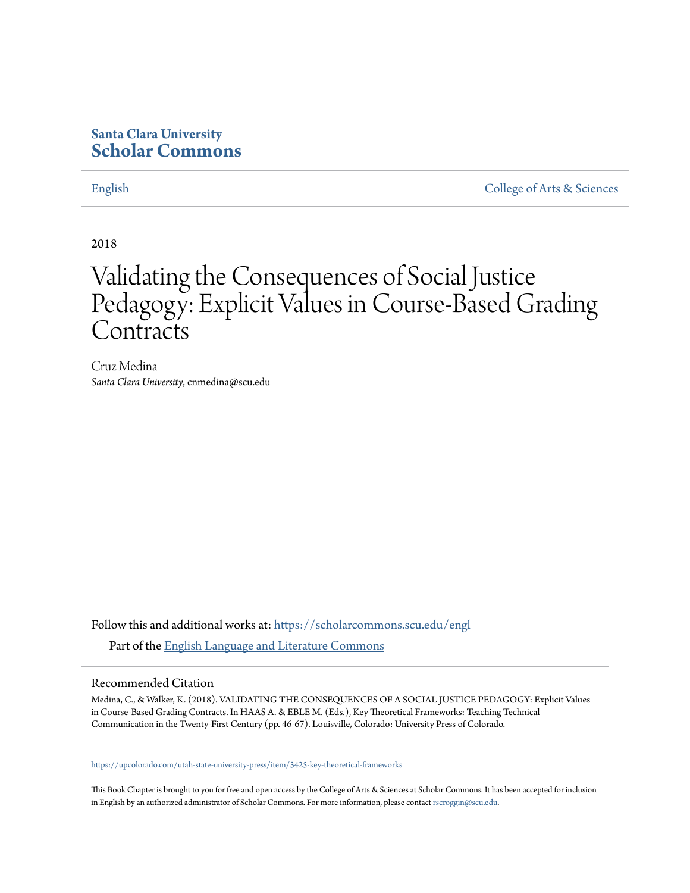**Santa Clara University**
**Scholar Commons**

English | College of Arts & Sciences

2018

# Validating the Consequences of Social Justice Pedagogy: Explicit Values in Course-Based Grading Contracts

Cruz Medina
*Santa Clara University*, cnmedina@scu.edu

Follow this and additional works at: https://scholarcommons.scu.edu/engl

Part of the English Language and Literature Commons

## Recommended Citation

Medina, C., & Walker, K. (2018). VALIDATING THE CONSEQUENCES OF A SOCIAL JUSTICE PEDAGOGY: Explicit Values in Course-Based Grading Contracts. In HAAS A. & EBLE M. (Eds.), Key Theoretical Frameworks: Teaching Technical Communication in the Twenty-First Century (pp. 46-67). Louisville, Colorado: University Press of Colorado.

https://upcolorado.com/utah-state-university-press/item/3425-key-theoretical-frameworks

This Book Chapter is brought to you for free and open access by the College of Arts & Sciences at Scholar Commons. It has been accepted for inclusion in English by an authorized administrator of Scholar Commons. For more information, please contact rscroggin@scu.edu.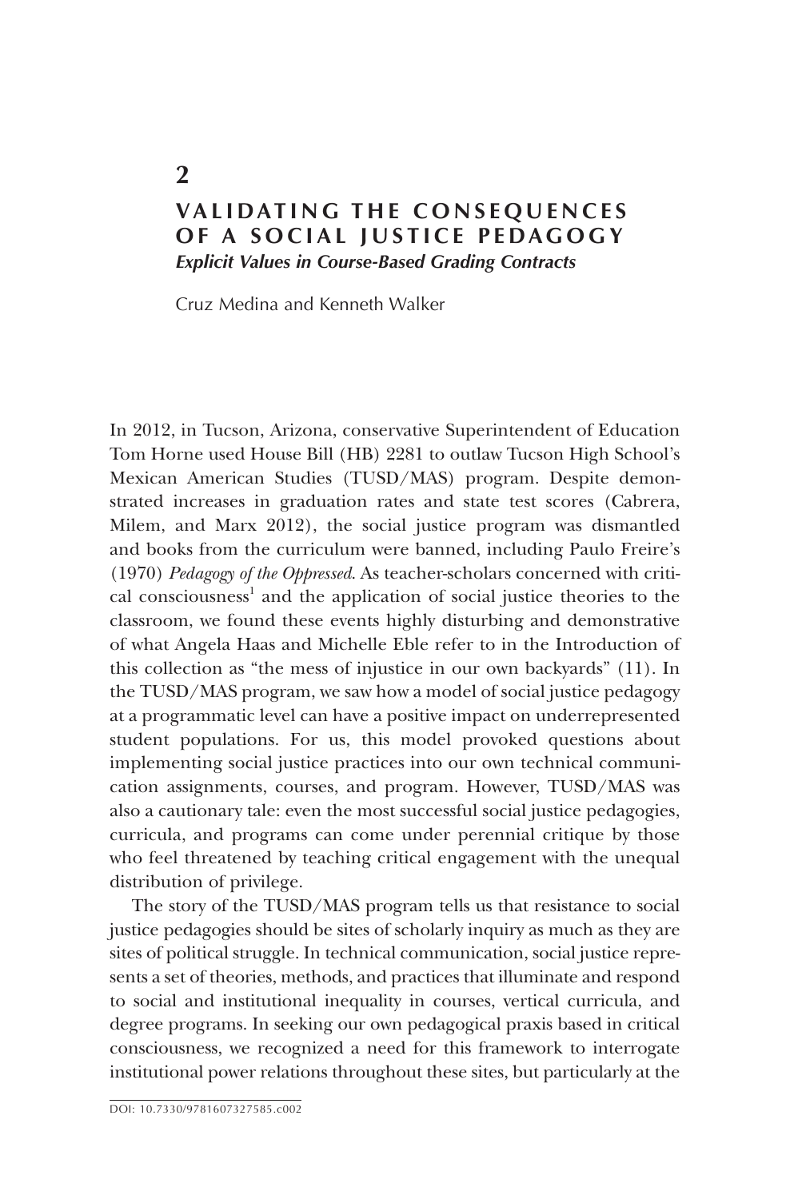# 2

## VALIDATING THE CONSEQUENCES OF A SOCIAL JUSTICE PEDAGOGY

### *Explicit Values in Course-Based Grading Contracts*

Cruz Medina and Kenneth Walker

In 2012, in Tucson, Arizona, conservative Superintendent of Education Tom Horne used House Bill (HB) 2281 to outlaw Tucson High School's Mexican American Studies (TUSD/MAS) program. Despite demonstrated increases in graduation rates and state test scores (Cabrera, Milem, and Marx 2012), the social justice program was dismantled and books from the curriculum were banned, including Paulo Freire's (1970) *Pedagogy of the Oppressed*. As teacher-scholars concerned with critical consciousness[1] and the application of social justice theories to the classroom, we found these events highly disturbing and demonstrative of what Angela Haas and Michelle Eble refer to in the Introduction of this collection as "the mess of injustice in our own backyards" (11). In the TUSD/MAS program, we saw how a model of social justice pedagogy at a programmatic level can have a positive impact on underrepresented student populations. For us, this model provoked questions about implementing social justice practices into our own technical communication assignments, courses, and program. However, TUSD/MAS was also a cautionary tale: even the most successful social justice pedagogies, curricula, and programs can come under perennial critique by those who feel threatened by teaching critical engagement with the unequal distribution of privilege.

The story of the TUSD/MAS program tells us that resistance to social justice pedagogies should be sites of scholarly inquiry as much as they are sites of political struggle. In technical communication, social justice represents a set of theories, methods, and practices that illuminate and respond to social and institutional inequality in courses, vertical curricula, and degree programs. In seeking our own pedagogical praxis based in critical consciousness, we recognized a need for this framework to interrogate institutional power relations throughout these sites, but particularly at the

DOI: 10.7330/9781607327585.c002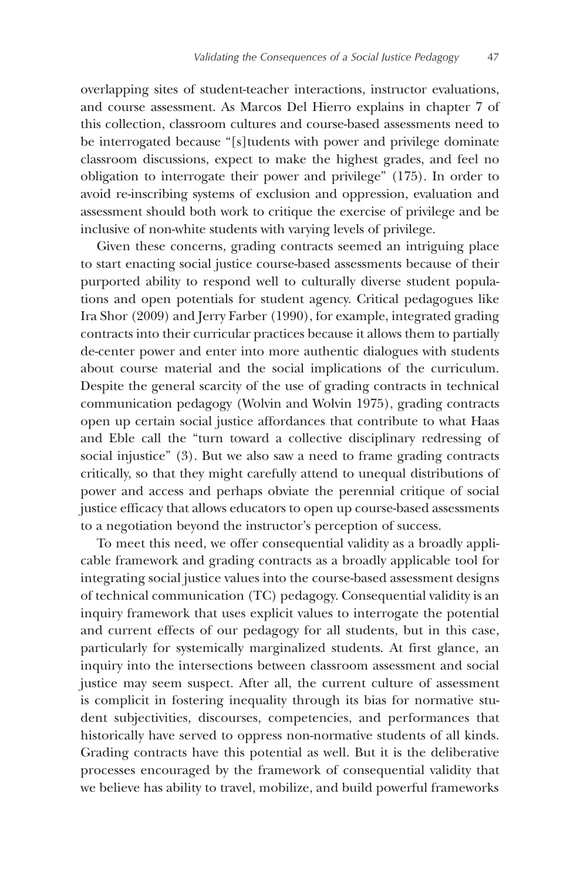overlapping sites of student-teacher interactions, instructor evaluations, and course assessment. As Marcos Del Hierro explains in chapter 7 of this collection, classroom cultures and course-based assessments need to be interrogated because "[s]tudents with power and privilege dominate classroom discussions, expect to make the highest grades, and feel no obligation to interrogate their power and privilege" (175). In order to avoid re-inscribing systems of exclusion and oppression, evaluation and assessment should both work to critique the exercise of privilege and be inclusive of non-white students with varying levels of privilege.

Given these concerns, grading contracts seemed an intriguing place to start enacting social justice course-based assessments because of their purported ability to respond well to culturally diverse student populations and open potentials for student agency. Critical pedagogues like Ira Shor (2009) and Jerry Farber (1990), for example, integrated grading contracts into their curricular practices because it allows them to partially de-center power and enter into more authentic dialogues with students about course material and the social implications of the curriculum. Despite the general scarcity of the use of grading contracts in technical communication pedagogy (Wolvin and Wolvin 1975), grading contracts open up certain social justice affordances that contribute to what Haas and Eble call the "turn toward a collective disciplinary redressing of social injustice" (3). But we also saw a need to frame grading contracts critically, so that they might carefully attend to unequal distributions of power and access and perhaps obviate the perennial critique of social justice efficacy that allows educators to open up course-based assessments to a negotiation beyond the instructor's perception of success.

To meet this need, we offer consequential validity as a broadly applicable framework and grading contracts as a broadly applicable tool for integrating social justice values into the course-based assessment designs of technical communication (TC) pedagogy. Consequential validity is an inquiry framework that uses explicit values to interrogate the potential and current effects of our pedagogy for all students, but in this case, particularly for systemically marginalized students. At first glance, an inquiry into the intersections between classroom assessment and social justice may seem suspect. After all, the current culture of assessment is complicit in fostering inequality through its bias for normative student subjectivities, discourses, competencies, and performances that historically have served to oppress non-normative students of all kinds. Grading contracts have this potential as well. But it is the deliberative processes encouraged by the framework of consequential validity that we believe has ability to travel, mobilize, and build powerful frameworks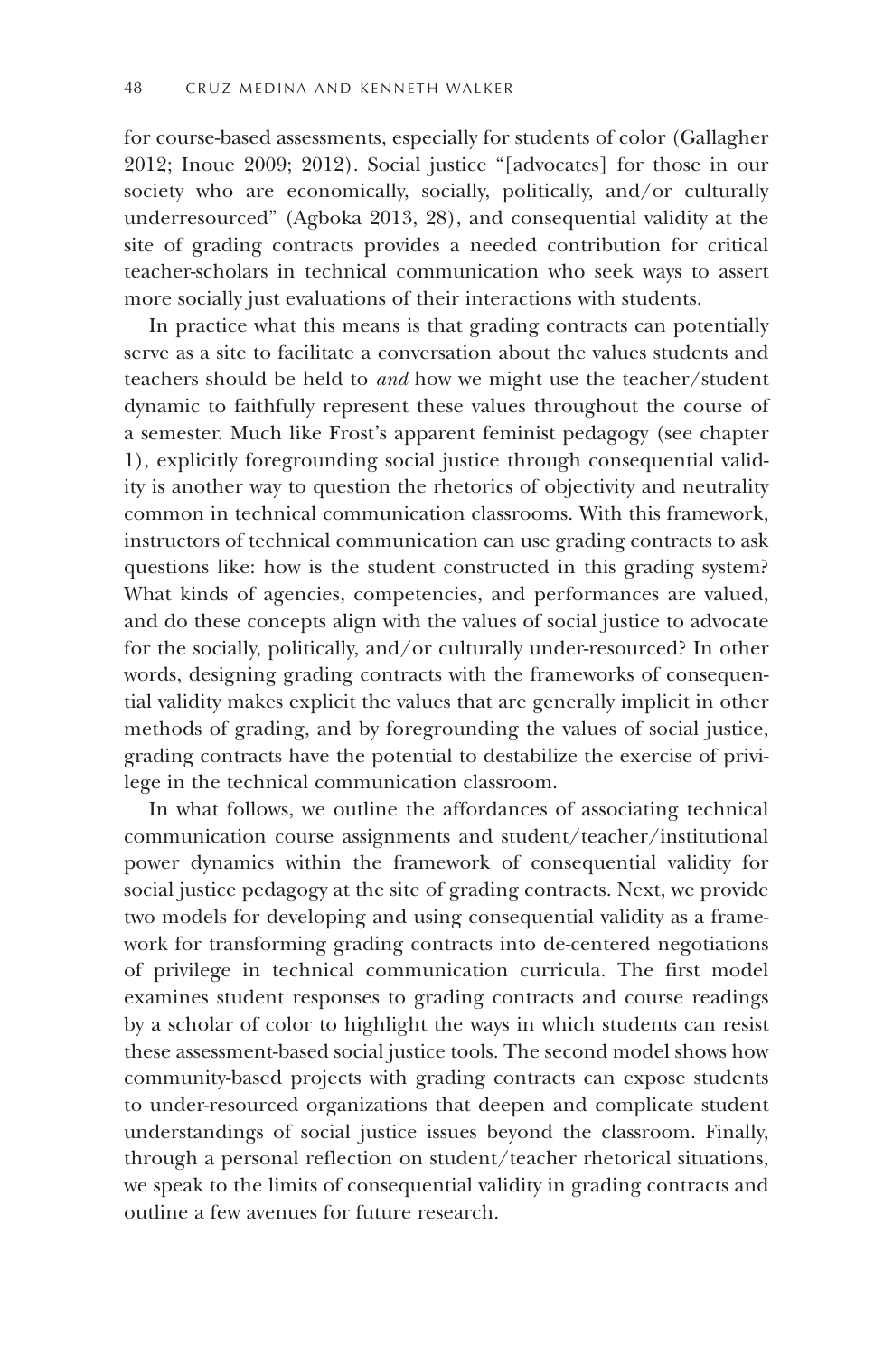for course-based assessments, especially for students of color (Gallagher 2012; Inoue 2009; 2012). Social justice "[advocates] for those in our society who are economically, socially, politically, and/or culturally underresourced" (Agboka 2013, 28), and consequential validity at the site of grading contracts provides a needed contribution for critical teacher-scholars in technical communication who seek ways to assert more socially just evaluations of their interactions with students.

In practice what this means is that grading contracts can potentially serve as a site to facilitate a conversation about the values students and teachers should be held to *and* how we might use the teacher/student dynamic to faithfully represent these values throughout the course of a semester. Much like Frost's apparent feminist pedagogy (see chapter 1), explicitly foregrounding social justice through consequential validity is another way to question the rhetorics of objectivity and neutrality common in technical communication classrooms. With this framework, instructors of technical communication can use grading contracts to ask questions like: how is the student constructed in this grading system? What kinds of agencies, competencies, and performances are valued, and do these concepts align with the values of social justice to advocate for the socially, politically, and/or culturally under-resourced? In other words, designing grading contracts with the frameworks of consequential validity makes explicit the values that are generally implicit in other methods of grading, and by foregrounding the values of social justice, grading contracts have the potential to destabilize the exercise of privilege in the technical communication classroom.

In what follows, we outline the affordances of associating technical communication course assignments and student/teacher/institutional power dynamics within the framework of consequential validity for social justice pedagogy at the site of grading contracts. Next, we provide two models for developing and using consequential validity as a framework for transforming grading contracts into de-centered negotiations of privilege in technical communication curricula. The first model examines student responses to grading contracts and course readings by a scholar of color to highlight the ways in which students can resist these assessment-based social justice tools. The second model shows how community-based projects with grading contracts can expose students to under-resourced organizations that deepen and complicate student understandings of social justice issues beyond the classroom. Finally, through a personal reflection on student/teacher rhetorical situations, we speak to the limits of consequential validity in grading contracts and outline a few avenues for future research.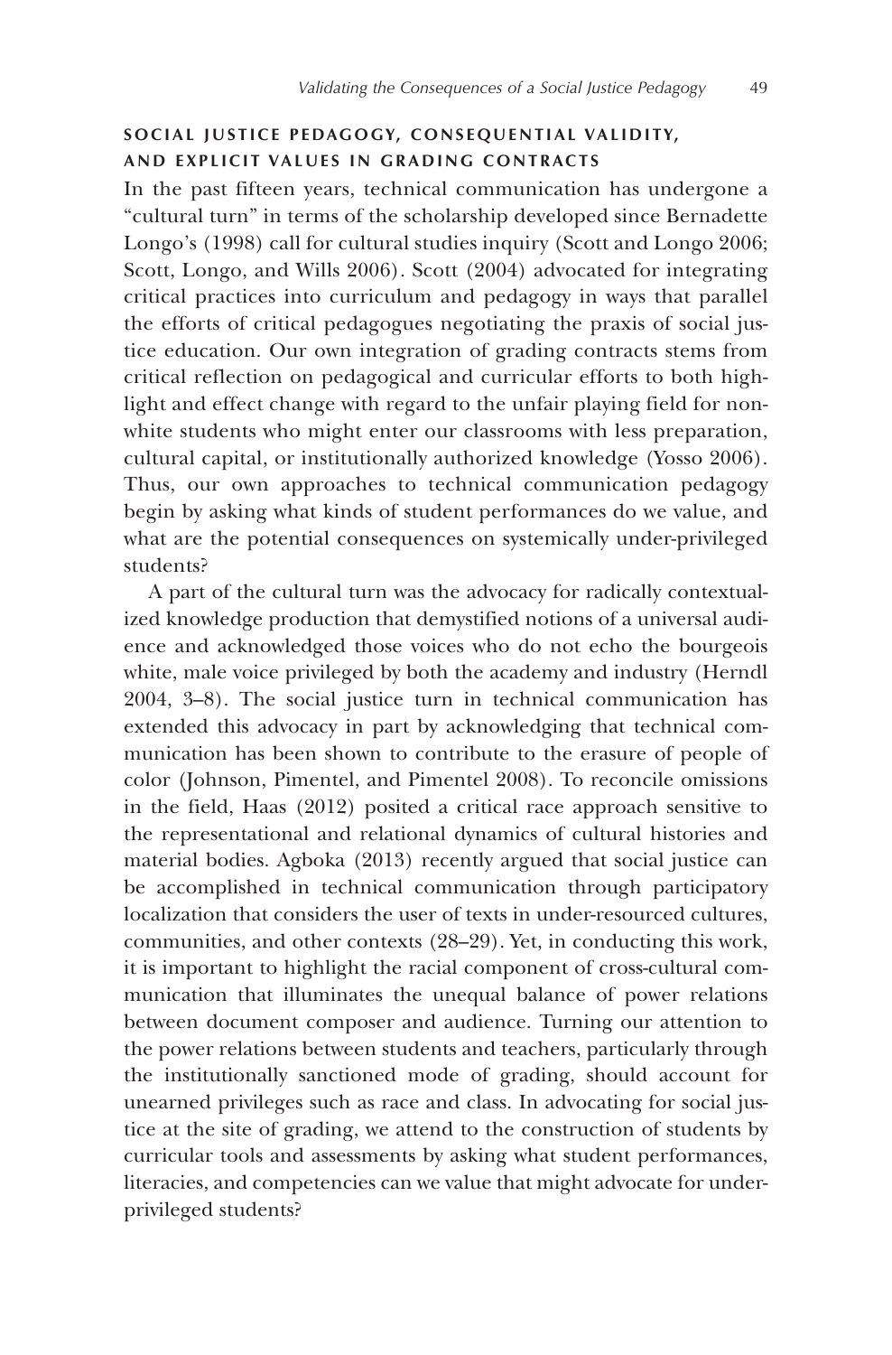## SOCIAL JUSTICE PEDAGOGY, CONSEQUENTIAL VALIDITY, AND EXPLICIT VALUES IN GRADING CONTRACTS

In the past fifteen years, technical communication has undergone a "cultural turn" in terms of the scholarship developed since Bernadette Longo's (1998) call for cultural studies inquiry (Scott and Longo 2006; Scott, Longo, and Wills 2006). Scott (2004) advocated for integrating critical practices into curriculum and pedagogy in ways that parallel the efforts of critical pedagogues negotiating the praxis of social justice education. Our own integration of grading contracts stems from critical reflection on pedagogical and curricular efforts to both highlight and effect change with regard to the unfair playing field for nonwhite students who might enter our classrooms with less preparation, cultural capital, or institutionally authorized knowledge (Yosso 2006). Thus, our own approaches to technical communication pedagogy begin by asking what kinds of student performances do we value, and what are the potential consequences on systemically under-privileged students?

A part of the cultural turn was the advocacy for radically contextualized knowledge production that demystified notions of a universal audience and acknowledged those voices who do not echo the bourgeois white, male voice privileged by both the academy and industry (Herndl 2004, 3–8). The social justice turn in technical communication has extended this advocacy in part by acknowledging that technical communication has been shown to contribute to the erasure of people of color (Johnson, Pimentel, and Pimentel 2008). To reconcile omissions in the field, Haas (2012) posited a critical race approach sensitive to the representational and relational dynamics of cultural histories and material bodies. Agboka (2013) recently argued that social justice can be accomplished in technical communication through participatory localization that considers the user of texts in under-resourced cultures, communities, and other contexts (28–29). Yet, in conducting this work, it is important to highlight the racial component of cross-cultural communication that illuminates the unequal balance of power relations between document composer and audience. Turning our attention to the power relations between students and teachers, particularly through the institutionally sanctioned mode of grading, should account for unearned privileges such as race and class. In advocating for social justice at the site of grading, we attend to the construction of students by curricular tools and assessments by asking what student performances, literacies, and competencies can we value that might advocate for under-privileged students?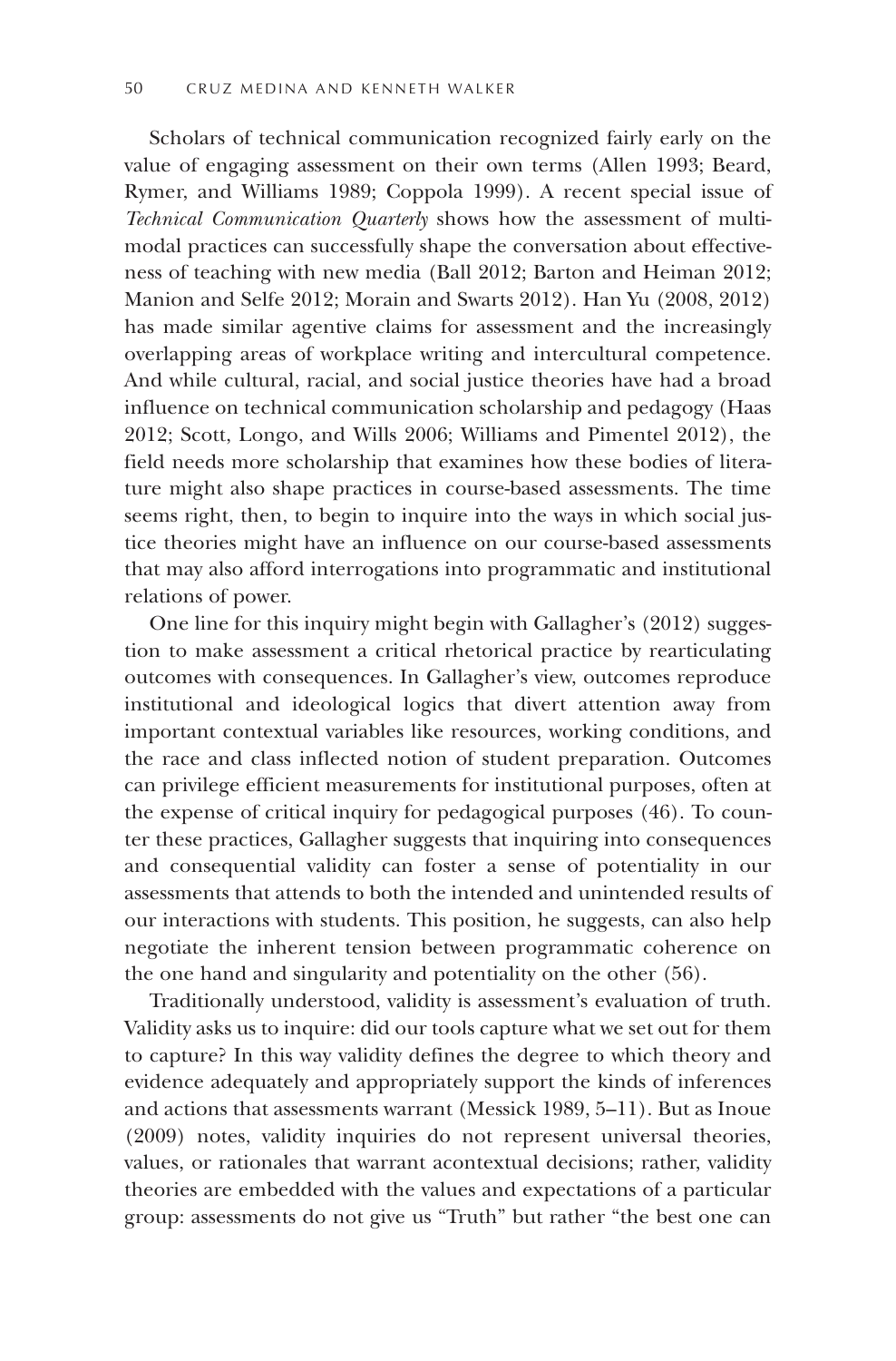Scholars of technical communication recognized fairly early on the value of engaging assessment on their own terms (Allen 1993; Beard, Rymer, and Williams 1989; Coppola 1999). A recent special issue of *Technical Communication Quarterly* shows how the assessment of multimodal practices can successfully shape the conversation about effectiveness of teaching with new media (Ball 2012; Barton and Heiman 2012; Manion and Selfe 2012; Morain and Swarts 2012). Han Yu (2008, 2012) has made similar agentive claims for assessment and the increasingly overlapping areas of workplace writing and intercultural competence. And while cultural, racial, and social justice theories have had a broad influence on technical communication scholarship and pedagogy (Haas 2012; Scott, Longo, and Wills 2006; Williams and Pimentel 2012), the field needs more scholarship that examines how these bodies of literature might also shape practices in course-based assessments. The time seems right, then, to begin to inquire into the ways in which social justice theories might have an influence on our course-based assessments that may also afford interrogations into programmatic and institutional relations of power.

One line for this inquiry might begin with Gallagher's (2012) suggestion to make assessment a critical rhetorical practice by rearticulating outcomes with consequences. In Gallagher's view, outcomes reproduce institutional and ideological logics that divert attention away from important contextual variables like resources, working conditions, and the race and class inflected notion of student preparation. Outcomes can privilege efficient measurements for institutional purposes, often at the expense of critical inquiry for pedagogical purposes (46). To counter these practices, Gallagher suggests that inquiring into consequences and consequential validity can foster a sense of potentiality in our assessments that attends to both the intended and unintended results of our interactions with students. This position, he suggests, can also help negotiate the inherent tension between programmatic coherence on the one hand and singularity and potentiality on the other (56).

Traditionally understood, validity is assessment's evaluation of truth. Validity asks us to inquire: did our tools capture what we set out for them to capture? In this way validity defines the degree to which theory and evidence adequately and appropriately support the kinds of inferences and actions that assessments warrant (Messick 1989, 5–11). But as Inoue (2009) notes, validity inquiries do not represent universal theories, values, or rationales that warrant acontextual decisions; rather, validity theories are embedded with the values and expectations of a particular group: assessments do not give us "Truth" but rather "the best one can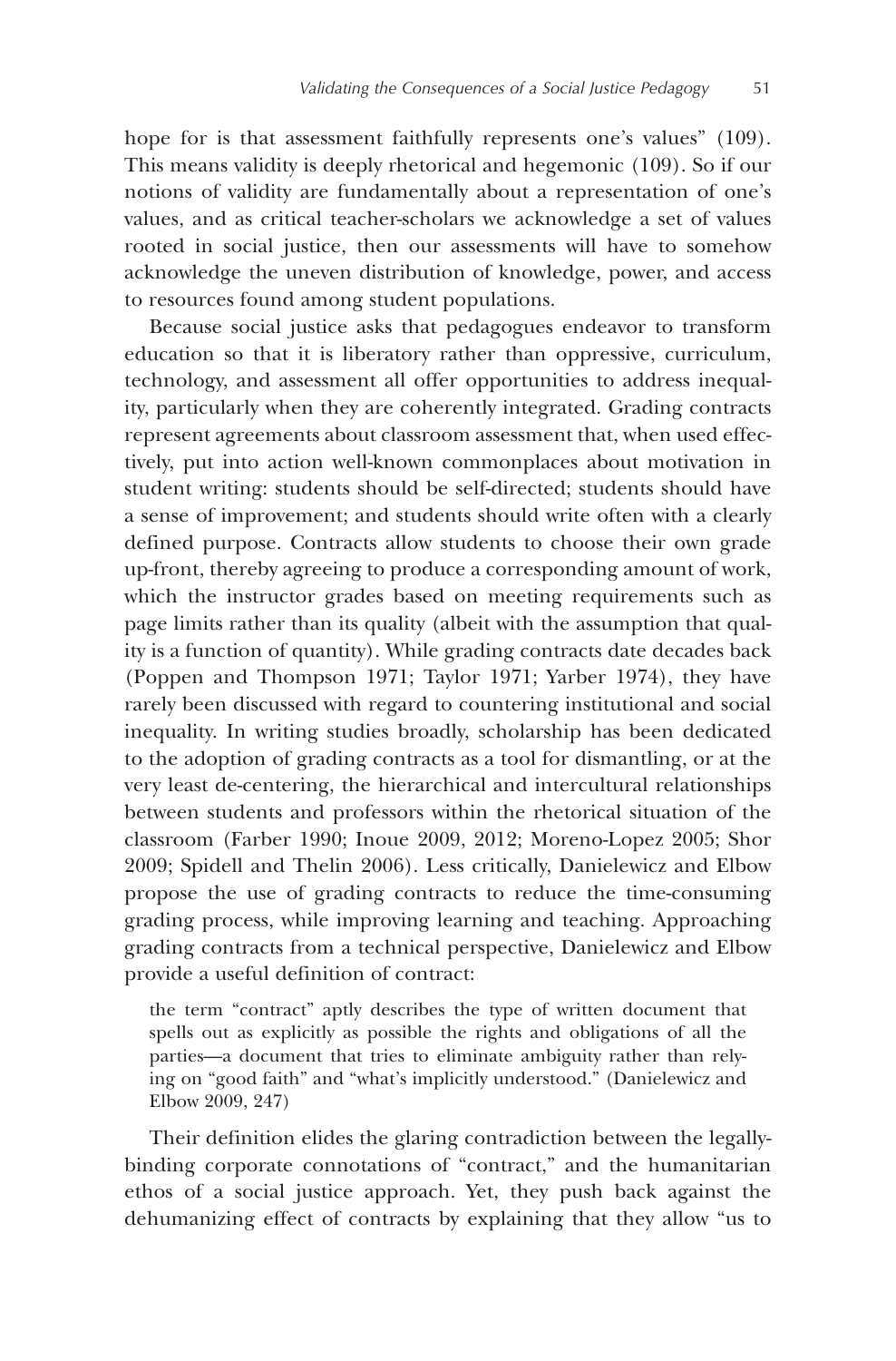hope for is that assessment faithfully represents one's values" (109). This means validity is deeply rhetorical and hegemonic (109). So if our notions of validity are fundamentally about a representation of one's values, and as critical teacher-scholars we acknowledge a set of values rooted in social justice, then our assessments will have to somehow acknowledge the uneven distribution of knowledge, power, and access to resources found among student populations.

Because social justice asks that pedagogues endeavor to transform education so that it is liberatory rather than oppressive, curriculum, technology, and assessment all offer opportunities to address inequality, particularly when they are coherently integrated. Grading contracts represent agreements about classroom assessment that, when used effectively, put into action well-known commonplaces about motivation in student writing: students should be self-directed; students should have a sense of improvement; and students should write often with a clearly defined purpose. Contracts allow students to choose their own grade up-front, thereby agreeing to produce a corresponding amount of work, which the instructor grades based on meeting requirements such as page limits rather than its quality (albeit with the assumption that quality is a function of quantity). While grading contracts date decades back (Poppen and Thompson 1971; Taylor 1971; Yarber 1974), they have rarely been discussed with regard to countering institutional and social inequality. In writing studies broadly, scholarship has been dedicated to the adoption of grading contracts as a tool for dismantling, or at the very least de-centering, the hierarchical and intercultural relationships between students and professors within the rhetorical situation of the classroom (Farber 1990; Inoue 2009, 2012; Moreno-Lopez 2005; Shor 2009; Spidell and Thelin 2006). Less critically, Danielewicz and Elbow propose the use of grading contracts to reduce the time-consuming grading process, while improving learning and teaching. Approaching grading contracts from a technical perspective, Danielewicz and Elbow provide a useful definition of contract:

> the term "contract" aptly describes the type of written document that spells out as explicitly as possible the rights and obligations of all the parties—a document that tries to eliminate ambiguity rather than relying on "good faith" and "what's implicitly understood." (Danielewicz and Elbow 2009, 247)

Their definition elides the glaring contradiction between the legally-binding corporate connotations of "contract," and the humanitarian ethos of a social justice approach. Yet, they push back against the dehumanizing effect of contracts by explaining that they allow "us to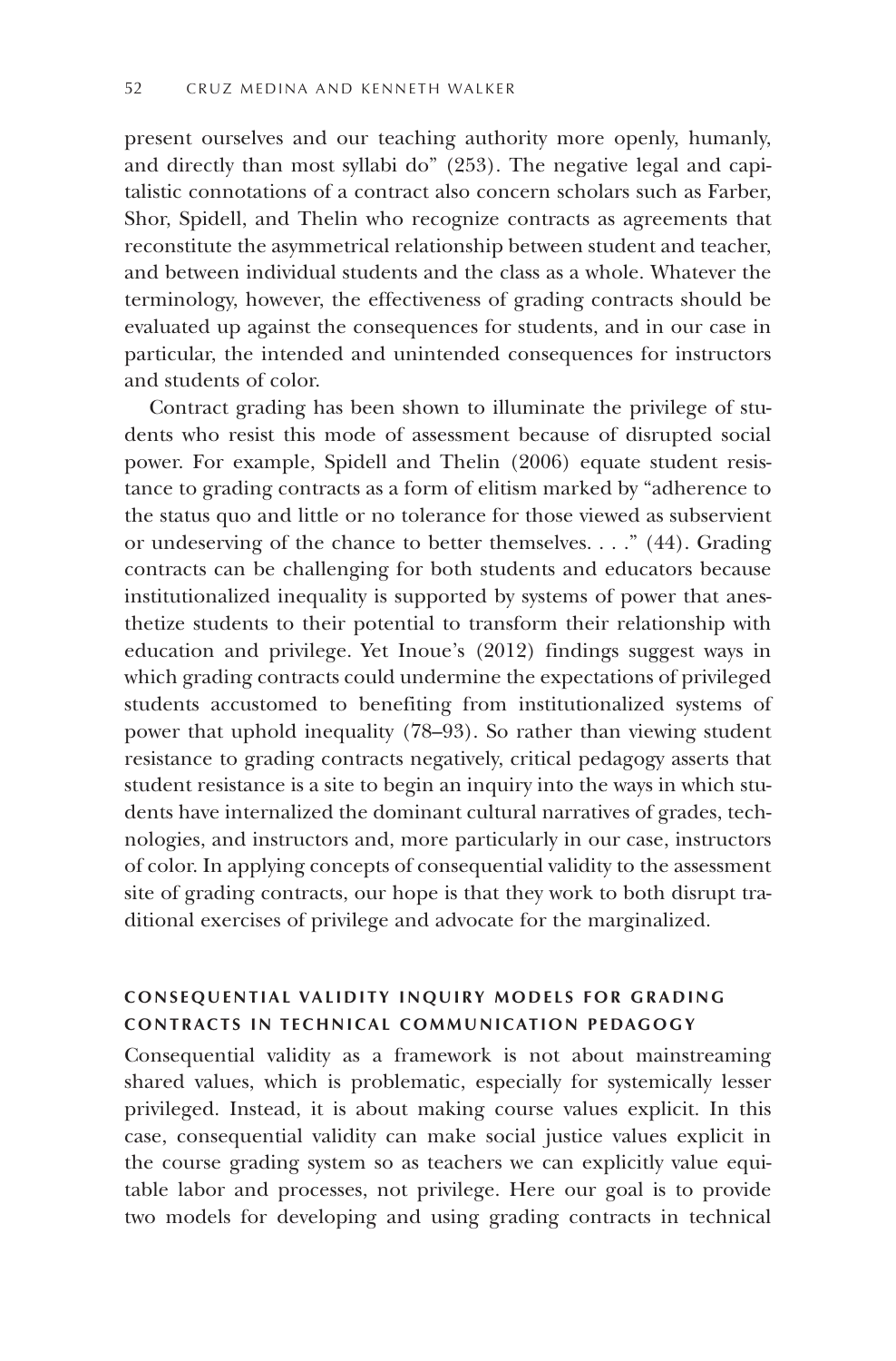present ourselves and our teaching authority more openly, humanly, and directly than most syllabi do" (253). The negative legal and capitalistic connotations of a contract also concern scholars such as Farber, Shor, Spidell, and Thelin who recognize contracts as agreements that reconstitute the asymmetrical relationship between student and teacher, and between individual students and the class as a whole. Whatever the terminology, however, the effectiveness of grading contracts should be evaluated up against the consequences for students, and in our case in particular, the intended and unintended consequences for instructors and students of color.

Contract grading has been shown to illuminate the privilege of students who resist this mode of assessment because of disrupted social power. For example, Spidell and Thelin (2006) equate student resistance to grading contracts as a form of elitism marked by "adherence to the status quo and little or no tolerance for those viewed as subservient or undeserving of the chance to better themselves. . . ." (44). Grading contracts can be challenging for both students and educators because institutionalized inequality is supported by systems of power that anesthetize students to their potential to transform their relationship with education and privilege. Yet Inoue's (2012) findings suggest ways in which grading contracts could undermine the expectations of privileged students accustomed to benefiting from institutionalized systems of power that uphold inequality (78–93). So rather than viewing student resistance to grading contracts negatively, critical pedagogy asserts that student resistance is a site to begin an inquiry into the ways in which students have internalized the dominant cultural narratives of grades, technologies, and instructors and, more particularly in our case, instructors of color. In applying concepts of consequential validity to the assessment site of grading contracts, our hope is that they work to both disrupt traditional exercises of privilege and advocate for the marginalized.

## CONSEQUENTIAL VALIDITY INQUIRY MODELS FOR GRADING CONTRACTS IN TECHNICAL COMMUNICATION PEDAGOGY

Consequential validity as a framework is not about mainstreaming shared values, which is problematic, especially for systemically lesser privileged. Instead, it is about making course values explicit. In this case, consequential validity can make social justice values explicit in the course grading system so as teachers we can explicitly value equitable labor and processes, not privilege. Here our goal is to provide two models for developing and using grading contracts in technical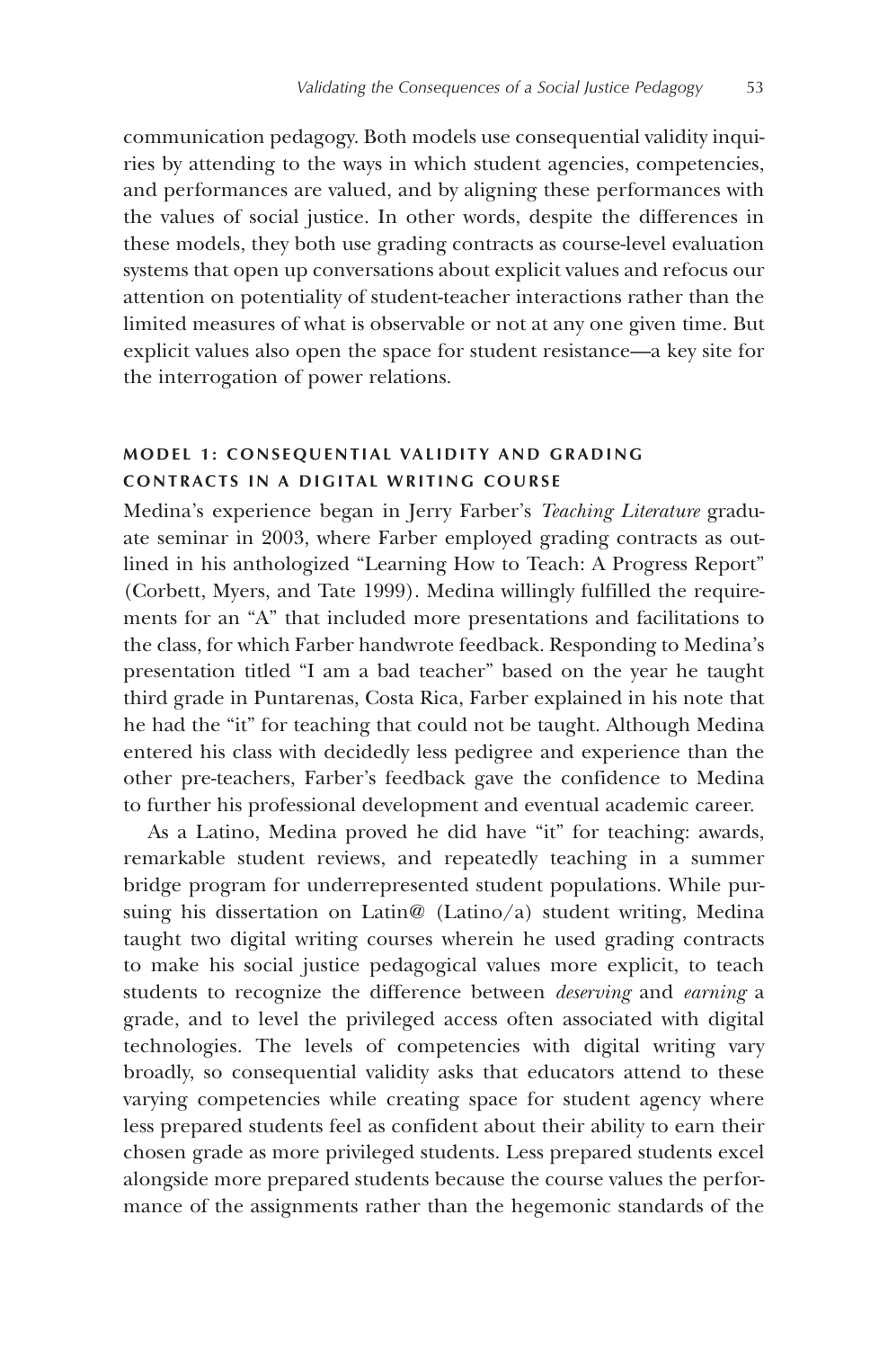communication pedagogy. Both models use consequential validity inquiries by attending to the ways in which student agencies, competencies, and performances are valued, and by aligning these performances with the values of social justice. In other words, despite the differences in these models, they both use grading contracts as course-level evaluation systems that open up conversations about explicit values and refocus our attention on potentiality of student-teacher interactions rather than the limited measures of what is observable or not at any one given time. But explicit values also open the space for student resistance—a key site for the interrogation of power relations.

### MODEL 1: CONSEQUENTIAL VALIDITY AND GRADING CONTRACTS IN A DIGITAL WRITING COURSE

Medina's experience began in Jerry Farber's *Teaching Literature* graduate seminar in 2003, where Farber employed grading contracts as outlined in his anthologized "Learning How to Teach: A Progress Report" (Corbett, Myers, and Tate 1999). Medina willingly fulfilled the requirements for an "A" that included more presentations and facilitations to the class, for which Farber handwrote feedback. Responding to Medina's presentation titled "I am a bad teacher" based on the year he taught third grade in Puntarenas, Costa Rica, Farber explained in his note that he had the "it" for teaching that could not be taught. Although Medina entered his class with decidedly less pedigree and experience than the other pre-teachers, Farber's feedback gave the confidence to Medina to further his professional development and eventual academic career.

As a Latino, Medina proved he did have "it" for teaching: awards, remarkable student reviews, and repeatedly teaching in a summer bridge program for underrepresented student populations. While pursuing his dissertation on Latin@ (Latino/a) student writing, Medina taught two digital writing courses wherein he used grading contracts to make his social justice pedagogical values more explicit, to teach students to recognize the difference between *deserving* and *earning* a grade, and to level the privileged access often associated with digital technologies. The levels of competencies with digital writing vary broadly, so consequential validity asks that educators attend to these varying competencies while creating space for student agency where less prepared students feel as confident about their ability to earn their chosen grade as more privileged students. Less prepared students excel alongside more prepared students because the course values the performance of the assignments rather than the hegemonic standards of the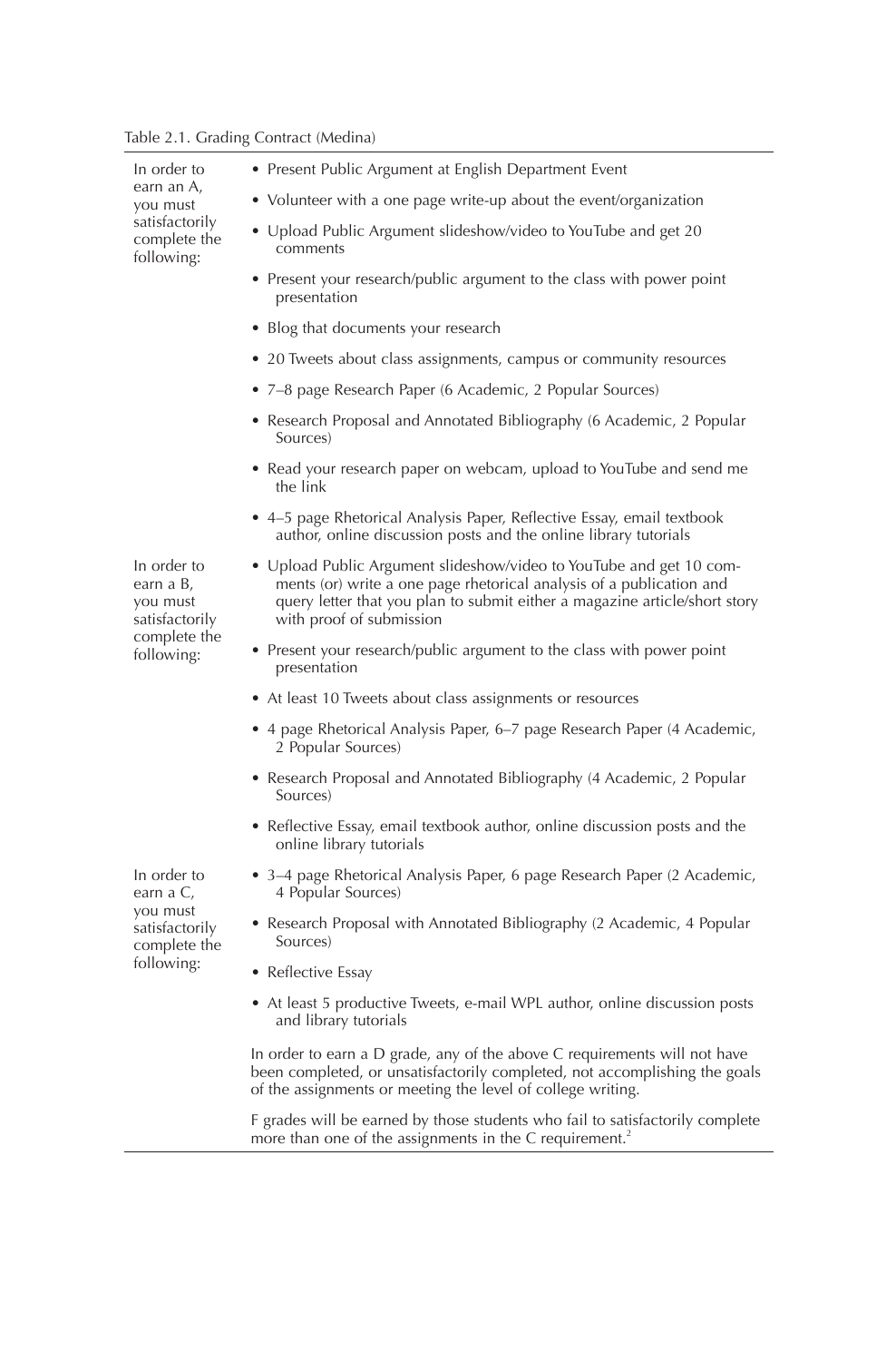Table 2.1. Grading Contract (Medina)

| | |
|---|---|
| In order to earn an A, you must satisfactorily complete the following: | • Present Public Argument at English Department Event<br>• Volunteer with a one page write-up about the event/organization<br>• Upload Public Argument slideshow/video to YouTube and get 20 comments<br>• Present your research/public argument to the class with power point presentation<br>• Blog that documents your research<br>• 20 Tweets about class assignments, campus or community resources<br>• 7–8 page Research Paper (6 Academic, 2 Popular Sources)<br>• Research Proposal and Annotated Bibliography (6 Academic, 2 Popular Sources)<br>• Read your research paper on webcam, upload to YouTube and send me the link<br>• 4–5 page Rhetorical Analysis Paper, Reflective Essay, email textbook author, online discussion posts and the online library tutorials |
| In order to earn a B, you must satisfactorily complete the following: | • Upload Public Argument slideshow/video to YouTube and get 10 comments (or) write a one page rhetorical analysis of a publication and query letter that you plan to submit either a magazine article/short story with proof of submission<br>• Present your research/public argument to the class with power point presentation<br>• At least 10 Tweets about class assignments or resources<br>• 4 page Rhetorical Analysis Paper, 6–7 page Research Paper (4 Academic, 2 Popular Sources)<br>• Research Proposal and Annotated Bibliography (4 Academic, 2 Popular Sources)<br>• Reflective Essay, email textbook author, online discussion posts and the online library tutorials |
| In order to earn a C, you must satisfactorily complete the following: | • 3–4 page Rhetorical Analysis Paper, 6 page Research Paper (2 Academic, 4 Popular Sources)<br>• Research Proposal with Annotated Bibliography (2 Academic, 4 Popular Sources)<br>• Reflective Essay<br>• At least 5 productive Tweets, e-mail WPL author, online discussion posts and library tutorials |
| | In order to earn a D grade, any of the above C requirements will not have been completed, or unsatisfactorily completed, not accomplishing the goals of the assignments or meeting the level of college writing. |
| | F grades will be earned by those students who fail to satisfactorily complete more than one of the assignments in the C requirement.[2] |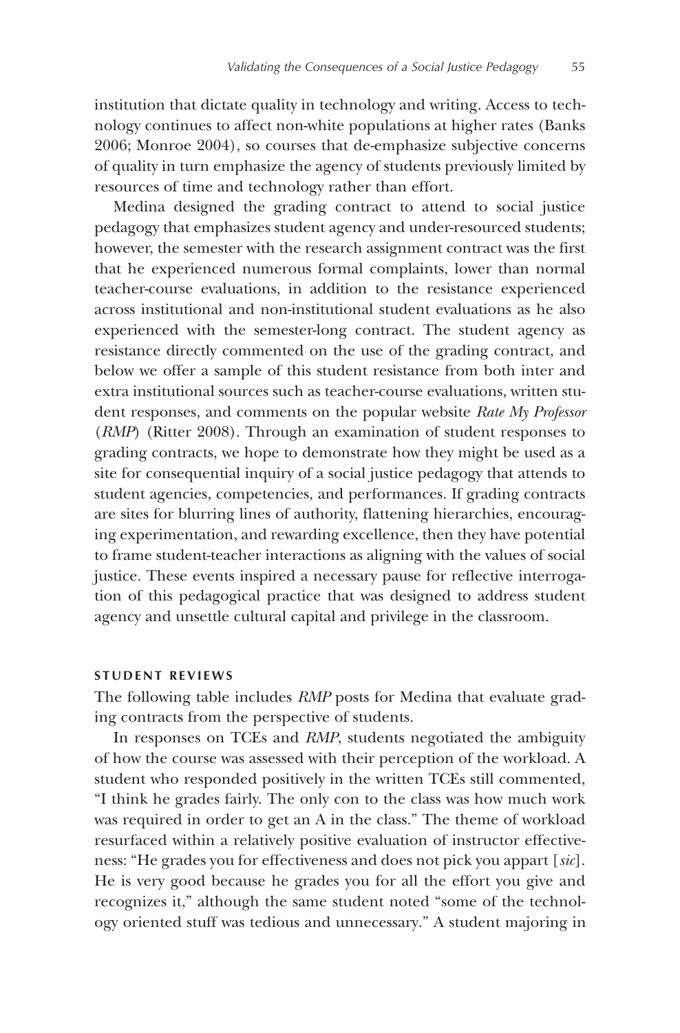institution that dictate quality in technology and writing. Access to technology continues to affect non-white populations at higher rates (Banks 2006; Monroe 2004), so courses that de-emphasize subjective concerns of quality in turn emphasize the agency of students previously limited by resources of time and technology rather than effort.

Medina designed the grading contract to attend to social justice pedagogy that emphasizes student agency and under-resourced students; however, the semester with the research assignment contract was the first that he experienced numerous formal complaints, lower than normal teacher-course evaluations, in addition to the resistance experienced across institutional and non-institutional student evaluations as he also experienced with the semester-long contract. The student agency as resistance directly commented on the use of the grading contract, and below we offer a sample of this student resistance from both inter and extra institutional sources such as teacher-course evaluations, written student responses, and comments on the popular website *Rate My Professor* (*RMP*) (Ritter 2008). Through an examination of student responses to grading contracts, we hope to demonstrate how they might be used as a site for consequential inquiry of a social justice pedagogy that attends to student agencies, competencies, and performances. If grading contracts are sites for blurring lines of authority, flattening hierarchies, encouraging experimentation, and rewarding excellence, then they have potential to frame student-teacher interactions as aligning with the values of social justice. These events inspired a necessary pause for reflective interrogation of this pedagogical practice that was designed to address student agency and unsettle cultural capital and privilege in the classroom.

## STUDENT REVIEWS

The following table includes *RMP* posts for Medina that evaluate grading contracts from the perspective of students.

In responses on TCEs and *RMP*, students negotiated the ambiguity of how the course was assessed with their perception of the workload. A student who responded positively in the written TCEs still commented, "I think he grades fairly. The only con to the class was how much work was required in order to get an A in the class." The theme of workload resurfaced within a relatively positive evaluation of instructor effectiveness: "He grades you for effectiveness and does not pick you appart [*sic*]. He is very good because he grades you for all the effort you give and recognizes it," although the same student noted "some of the technology oriented stuff was tedious and unnecessary." A student majoring in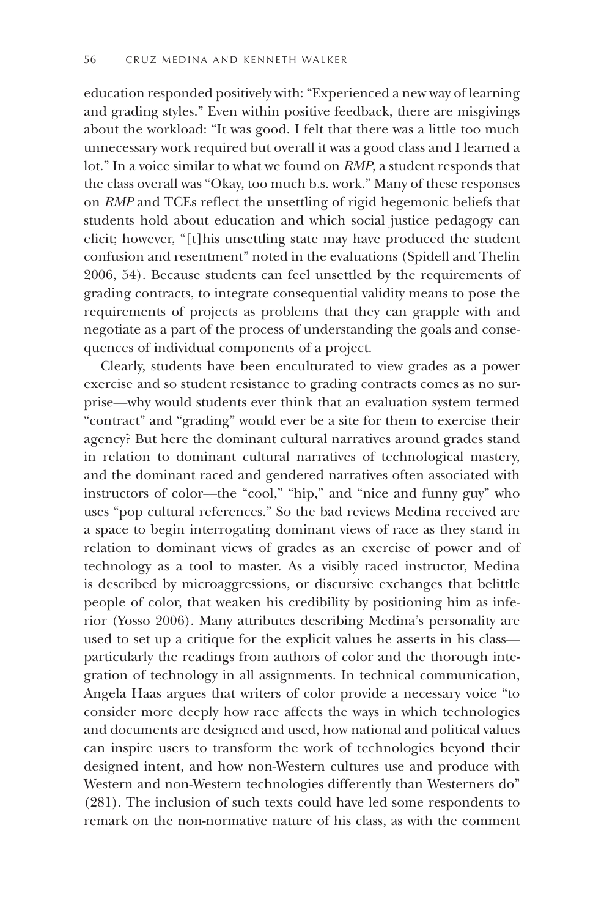education responded positively with: "Experienced a new way of learning and grading styles." Even within positive feedback, there are misgivings about the workload: "It was good. I felt that there was a little too much unnecessary work required but overall it was a good class and I learned a lot." In a voice similar to what we found on *RMP*, a student responds that the class overall was "Okay, too much b.s. work." Many of these responses on *RMP* and TCEs reflect the unsettling of rigid hegemonic beliefs that students hold about education and which social justice pedagogy can elicit; however, "[t]his unsettling state may have produced the student confusion and resentment" noted in the evaluations (Spidell and Thelin 2006, 54). Because students can feel unsettled by the requirements of grading contracts, to integrate consequential validity means to pose the requirements of projects as problems that they can grapple with and negotiate as a part of the process of understanding the goals and consequences of individual components of a project.

Clearly, students have been enculturated to view grades as a power exercise and so student resistance to grading contracts comes as no surprise—why would students ever think that an evaluation system termed "contract" and "grading" would ever be a site for them to exercise their agency? But here the dominant cultural narratives around grades stand in relation to dominant cultural narratives of technological mastery, and the dominant raced and gendered narratives often associated with instructors of color—the "cool," "hip," and "nice and funny guy" who uses "pop cultural references." So the bad reviews Medina received are a space to begin interrogating dominant views of race as they stand in relation to dominant views of grades as an exercise of power and of technology as a tool to master. As a visibly raced instructor, Medina is described by microaggressions, or discursive exchanges that belittle people of color, that weaken his credibility by positioning him as inferior (Yosso 2006). Many attributes describing Medina's personality are used to set up a critique for the explicit values he asserts in his class—particularly the readings from authors of color and the thorough integration of technology in all assignments. In technical communication, Angela Haas argues that writers of color provide a necessary voice "to consider more deeply how race affects the ways in which technologies and documents are designed and used, how national and political values can inspire users to transform the work of technologies beyond their designed intent, and how non-Western cultures use and produce with Western and non-Western technologies differently than Westerners do" (281). The inclusion of such texts could have led some respondents to remark on the non-normative nature of his class, as with the comment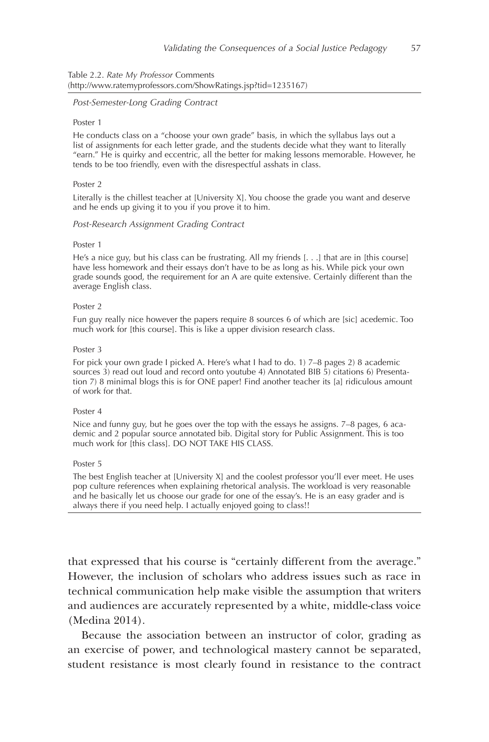Table 2.2. *Rate My Professor* Comments
(http://www.ratemyprofessors.com/ShowRatings.jsp?tid=1235167)

*Post-Semester-Long Grading Contract*

Poster 1

He conducts class on a "choose your own grade" basis, in which the syllabus lays out a list of assignments for each letter grade, and the students decide what they want to literally "earn." He is quirky and eccentric, all the better for making lessons memorable. However, he tends to be too friendly, even with the disrespectful asshats in class.

Poster 2

Literally is the chillest teacher at [University X]. You choose the grade you want and deserve and he ends up giving it to you if you prove it to him.

*Post-Research Assignment Grading Contract*

Poster 1

He's a nice guy, but his class can be frustrating. All my friends [. . .] that are in [this course] have less homework and their essays don't have to be as long as his. While pick your own grade sounds good, the requirement for an A are quite extensive. Certainly different than the average English class.

Poster 2

Fun guy really nice however the papers require 8 sources 6 of which are [sic] acedemic. Too much work for [this course]. This is like a upper division research class.

Poster 3

For pick your own grade I picked A. Here's what I had to do. 1) 7–8 pages 2) 8 academic sources 3) read out loud and record onto youtube 4) Annotated BIB 5) citations 6) Presentation 7) 8 minimal blogs this is for ONE paper! Find another teacher its [a] ridiculous amount of work for that.

Poster 4

Nice and funny guy, but he goes over the top with the essays he assigns. 7–8 pages, 6 academic and 2 popular source annotated bib. Digital story for Public Assignment. This is too much work for [this class]. DO NOT TAKE HIS CLASS.

Poster 5

The best English teacher at [University X] and the coolest professor you'll ever meet. He uses pop culture references when explaining rhetorical analysis. The workload is very reasonable and he basically let us choose our grade for one of the essay's. He is an easy grader and is always there if you need help. I actually enjoyed going to class!!

that expressed that his course is "certainly different from the average." However, the inclusion of scholars who address issues such as race in technical communication help make visible the assumption that writers and audiences are accurately represented by a white, middle-class voice (Medina 2014).

Because the association between an instructor of color, grading as an exercise of power, and technological mastery cannot be separated, student resistance is most clearly found in resistance to the contract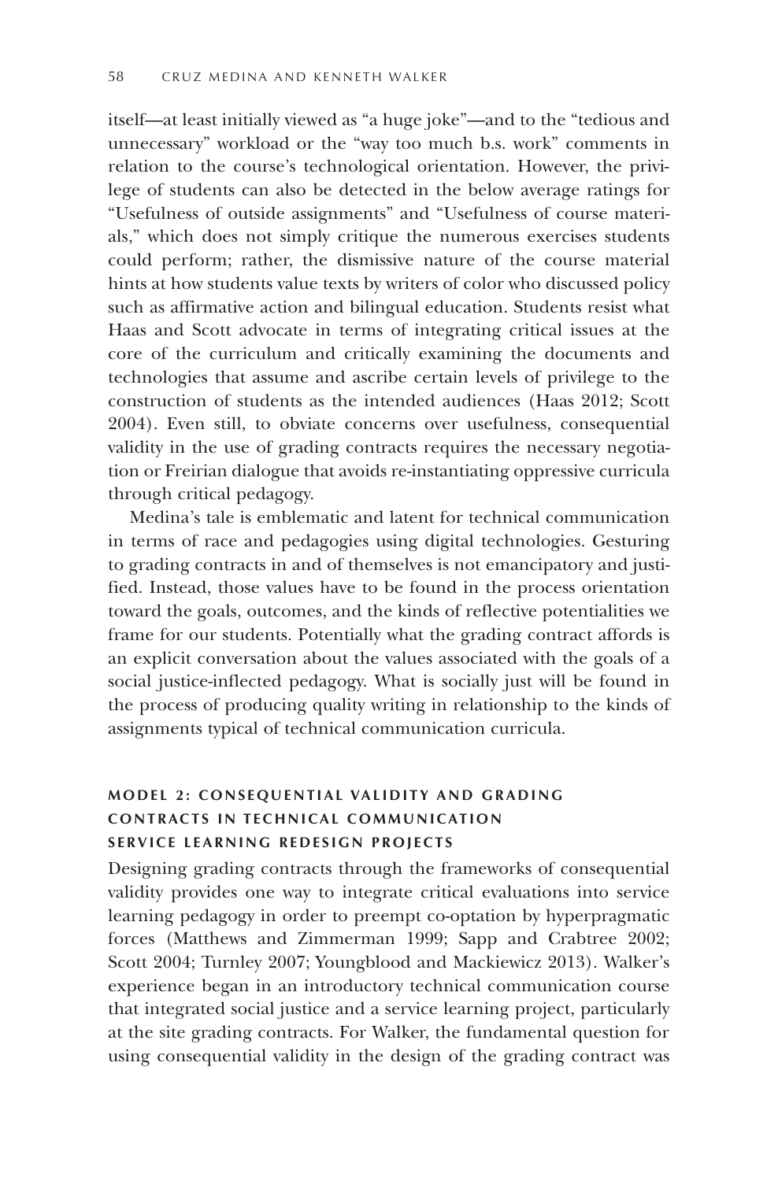itself—at least initially viewed as "a huge joke"—and to the "tedious and unnecessary" workload or the "way too much b.s. work" comments in relation to the course's technological orientation. However, the privilege of students can also be detected in the below average ratings for "Usefulness of outside assignments" and "Usefulness of course materials," which does not simply critique the numerous exercises students could perform; rather, the dismissive nature of the course material hints at how students value texts by writers of color who discussed policy such as affirmative action and bilingual education. Students resist what Haas and Scott advocate in terms of integrating critical issues at the core of the curriculum and critically examining the documents and technologies that assume and ascribe certain levels of privilege to the construction of students as the intended audiences (Haas 2012; Scott 2004). Even still, to obviate concerns over usefulness, consequential validity in the use of grading contracts requires the necessary negotiation or Freirian dialogue that avoids re-instantiating oppressive curricula through critical pedagogy.

Medina's tale is emblematic and latent for technical communication in terms of race and pedagogies using digital technologies. Gesturing to grading contracts in and of themselves is not emancipatory and justified. Instead, those values have to be found in the process orientation toward the goals, outcomes, and the kinds of reflective potentialities we frame for our students. Potentially what the grading contract affords is an explicit conversation about the values associated with the goals of a social justice-inflected pedagogy. What is socially just will be found in the process of producing quality writing in relationship to the kinds of assignments typical of technical communication curricula.

## MODEL 2: CONSEQUENTIAL VALIDITY AND GRADING CONTRACTS IN TECHNICAL COMMUNICATION SERVICE LEARNING REDESIGN PROJECTS

Designing grading contracts through the frameworks of consequential validity provides one way to integrate critical evaluations into service learning pedagogy in order to preempt co-optation by hyperpragmatic forces (Matthews and Zimmerman 1999; Sapp and Crabtree 2002; Scott 2004; Turnley 2007; Youngblood and Mackiewicz 2013). Walker's experience began in an introductory technical communication course that integrated social justice and a service learning project, particularly at the site grading contracts. For Walker, the fundamental question for using consequential validity in the design of the grading contract was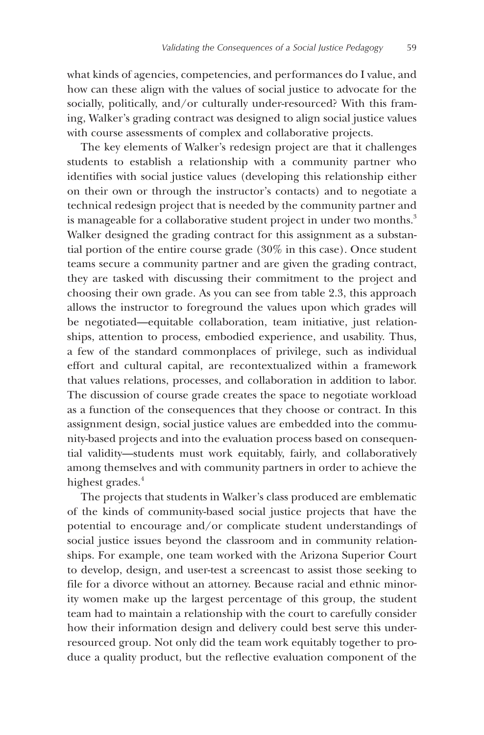what kinds of agencies, competencies, and performances do I value, and how can these align with the values of social justice to advocate for the socially, politically, and/or culturally under-resourced? With this framing, Walker's grading contract was designed to align social justice values with course assessments of complex and collaborative projects.

The key elements of Walker's redesign project are that it challenges students to establish a relationship with a community partner who identifies with social justice values (developing this relationship either on their own or through the instructor's contacts) and to negotiate a technical redesign project that is needed by the community partner and is manageable for a collaborative student project in under two months.[3] Walker designed the grading contract for this assignment as a substantial portion of the entire course grade (30% in this case). Once student teams secure a community partner and are given the grading contract, they are tasked with discussing their commitment to the project and choosing their own grade. As you can see from table 2.3, this approach allows the instructor to foreground the values upon which grades will be negotiated—equitable collaboration, team initiative, just relationships, attention to process, embodied experience, and usability. Thus, a few of the standard commonplaces of privilege, such as individual effort and cultural capital, are recontextualized within a framework that values relations, processes, and collaboration in addition to labor. The discussion of course grade creates the space to negotiate workload as a function of the consequences that they choose or contract. In this assignment design, social justice values are embedded into the community-based projects and into the evaluation process based on consequential validity—students must work equitably, fairly, and collaboratively among themselves and with community partners in order to achieve the highest grades.[4]

The projects that students in Walker's class produced are emblematic of the kinds of community-based social justice projects that have the potential to encourage and/or complicate student understandings of social justice issues beyond the classroom and in community relationships. For example, one team worked with the Arizona Superior Court to develop, design, and user-test a screencast to assist those seeking to file for a divorce without an attorney. Because racial and ethnic minority women make up the largest percentage of this group, the student team had to maintain a relationship with the court to carefully consider how their information design and delivery could best serve this under-resourced group. Not only did the team work equitably together to produce a quality product, but the reflective evaluation component of the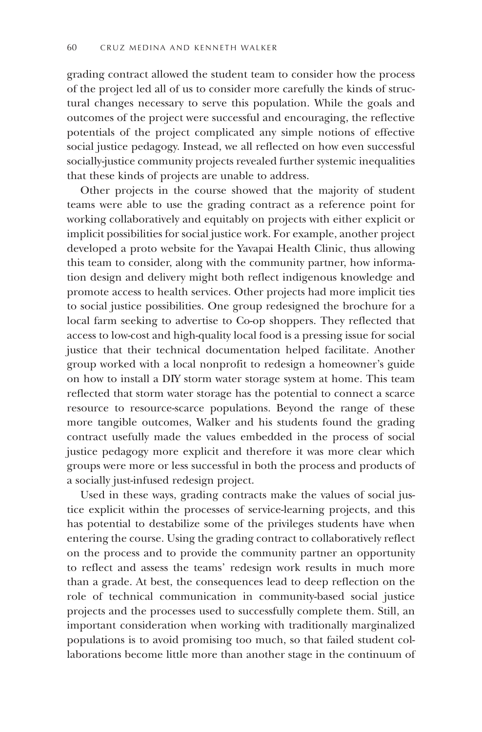grading contract allowed the student team to consider how the process of the project led all of us to consider more carefully the kinds of structural changes necessary to serve this population. While the goals and outcomes of the project were successful and encouraging, the reflective potentials of the project complicated any simple notions of effective social justice pedagogy. Instead, we all reflected on how even successful socially-justice community projects revealed further systemic inequalities that these kinds of projects are unable to address.

Other projects in the course showed that the majority of student teams were able to use the grading contract as a reference point for working collaboratively and equitably on projects with either explicit or implicit possibilities for social justice work. For example, another project developed a proto website for the Yavapai Health Clinic, thus allowing this team to consider, along with the community partner, how information design and delivery might both reflect indigenous knowledge and promote access to health services. Other projects had more implicit ties to social justice possibilities. One group redesigned the brochure for a local farm seeking to advertise to Co-op shoppers. They reflected that access to low-cost and high-quality local food is a pressing issue for social justice that their technical documentation helped facilitate. Another group worked with a local nonprofit to redesign a homeowner's guide on how to install a DIY storm water storage system at home. This team reflected that storm water storage has the potential to connect a scarce resource to resource-scarce populations. Beyond the range of these more tangible outcomes, Walker and his students found the grading contract usefully made the values embedded in the process of social justice pedagogy more explicit and therefore it was more clear which groups were more or less successful in both the process and products of a socially just-infused redesign project.

Used in these ways, grading contracts make the values of social justice explicit within the processes of service-learning projects, and this has potential to destabilize some of the privileges students have when entering the course. Using the grading contract to collaboratively reflect on the process and to provide the community partner an opportunity to reflect and assess the teams' redesign work results in much more than a grade. At best, the consequences lead to deep reflection on the role of technical communication in community-based social justice projects and the processes used to successfully complete them. Still, an important consideration when working with traditionally marginalized populations is to avoid promising too much, so that failed student collaborations become little more than another stage in the continuum of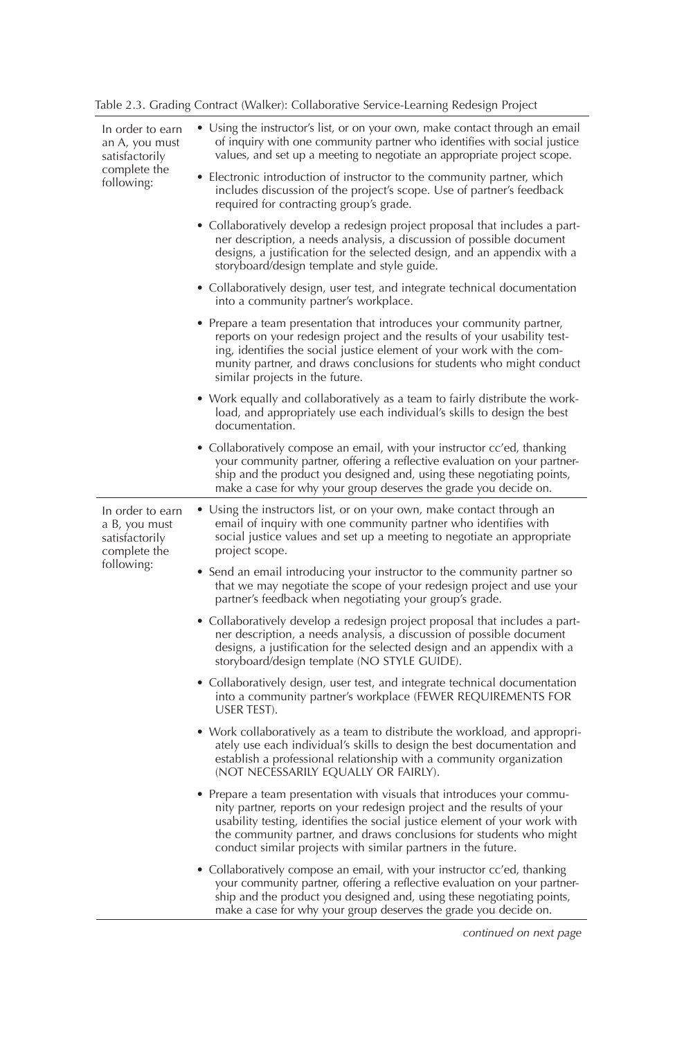Table 2.3. Grading Contract (Walker): Collaborative Service-Learning Redesign Project

| | |
|---|---|
| In order to earn an A, you must satisfactorily complete the following: | • Using the instructor's list, or on your own, make contact through an email of inquiry with one community partner who identifies with social justice values, and set up a meeting to negotiate an appropriate project scope.<br>• Electronic introduction of instructor to the community partner, which includes discussion of the project's scope. Use of partner's feedback required for contracting group's grade.<br>• Collaboratively develop a redesign project proposal that includes a partner description, a needs analysis, a discussion of possible document designs, a justification for the selected design, and an appendix with a storyboard/design template and style guide.<br>• Collaboratively design, user test, and integrate technical documentation into a community partner's workplace.<br>• Prepare a team presentation that introduces your community partner, reports on your redesign project and the results of your usability testing, identifies the social justice element of your work with the community partner, and draws conclusions for students who might conduct similar projects in the future.<br>• Work equally and collaboratively as a team to fairly distribute the workload, and appropriately use each individual's skills to design the best documentation.<br>• Collaboratively compose an email, with your instructor cc'ed, thanking your community partner, offering a reflective evaluation on your partnership and the product you designed and, using these negotiating points, make a case for why your group deserves the grade you decide on. |
| In order to earn a B, you must satisfactorily complete the following: | • Using the instructors list, or on your own, make contact through an email of inquiry with one community partner who identifies with social justice values and set up a meeting to negotiate an appropriate project scope.<br>• Send an email introducing your instructor to the community partner so that we may negotiate the scope of your redesign project and use your partner's feedback when negotiating your group's grade.<br>• Collaboratively develop a redesign project proposal that includes a partner description, a needs analysis, a discussion of possible document designs, a justification for the selected design and an appendix with a storyboard/design template (NO STYLE GUIDE).<br>• Collaboratively design, user test, and integrate technical documentation into a community partner's workplace (FEWER REQUIREMENTS FOR USER TEST).<br>• Work collaboratively as a team to distribute the workload, and appropriately use each individual's skills to design the best documentation and establish a professional relationship with a community organization (NOT NECESSARILY EQUALLY OR FAIRLY).<br>• Prepare a team presentation with visuals that introduces your community partner, reports on your redesign project and the results of your usability testing, identifies the social justice element of your work with the community partner, and draws conclusions for students who might conduct similar projects with similar partners in the future.<br>• Collaboratively compose an email, with your instructor cc'ed, thanking your community partner, offering a reflective evaluation on your partnership and the product you designed and, using these negotiating points, make a case for why your group deserves the grade you decide on. |

*continued on next page*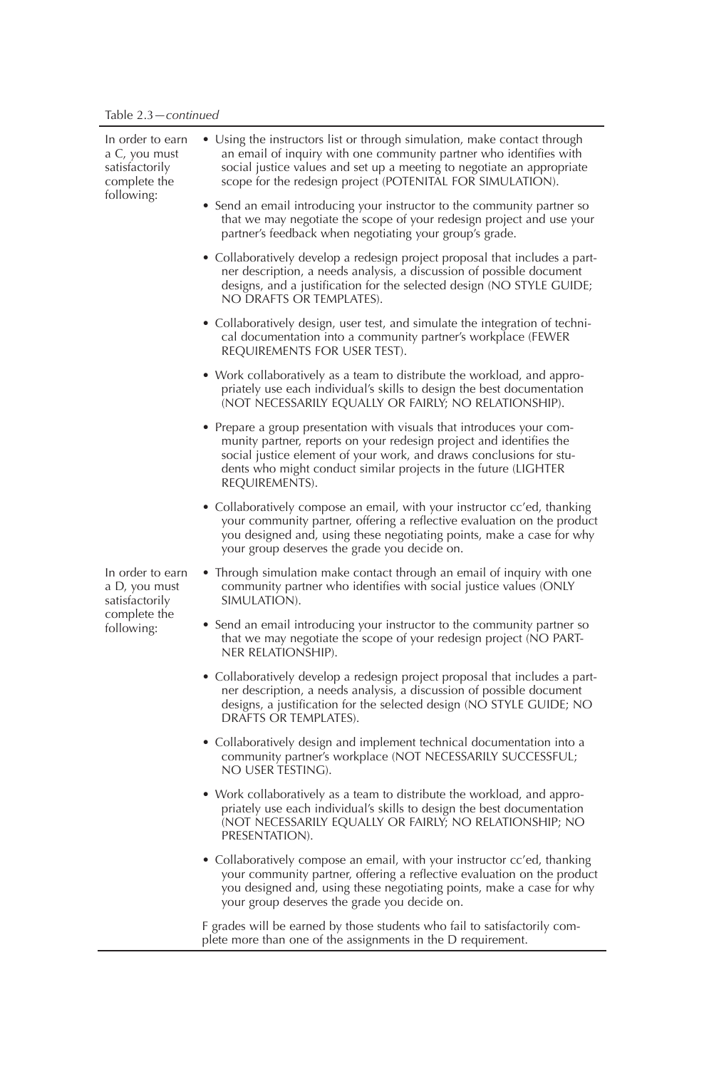Table 2.3—*continued*

| | |
|---|---|
| In order to earn a C, you must satisfactorily complete the following: | • Using the instructors list or through simulation, make contact through an email of inquiry with one community partner who identifies with social justice values and set up a meeting to negotiate an appropriate scope for the redesign project (POTENITAL FOR SIMULATION).<br><br>• Send an email introducing your instructor to the community partner so that we may negotiate the scope of your redesign project and use your partner's feedback when negotiating your group's grade.<br><br>• Collaboratively develop a redesign project proposal that includes a partner description, a needs analysis, a discussion of possible document designs, and a justification for the selected design (NO STYLE GUIDE; NO DRAFTS OR TEMPLATES).<br><br>• Collaboratively design, user test, and simulate the integration of technical documentation into a community partner's workplace (FEWER REQUIREMENTS FOR USER TEST).<br><br>• Work collaboratively as a team to distribute the workload, and appropriately use each individual's skills to design the best documentation (NOT NECESSARILY EQUALLY OR FAIRLY; NO RELATIONSHIP).<br><br>• Prepare a group presentation with visuals that introduces your community partner, reports on your redesign project and identifies the social justice element of your work, and draws conclusions for students who might conduct similar projects in the future (LIGHTER REQUIREMENTS).<br><br>• Collaboratively compose an email, with your instructor cc'ed, thanking your community partner, offering a reflective evaluation on the product you designed and, using these negotiating points, make a case for why your group deserves the grade you decide on. |
| In order to earn a D, you must satisfactorily complete the following: | • Through simulation make contact through an email of inquiry with one community partner who identifies with social justice values (ONLY SIMULATION).<br><br>• Send an email introducing your instructor to the community partner so that we may negotiate the scope of your redesign project (NO PARTNER RELATIONSHIP).<br><br>• Collaboratively develop a redesign project proposal that includes a partner description, a needs analysis, a discussion of possible document designs, a justification for the selected design (NO STYLE GUIDE; NO DRAFTS OR TEMPLATES).<br><br>• Collaboratively design and implement technical documentation into a community partner's workplace (NOT NECESSARILY SUCCESSFUL; NO USER TESTING).<br><br>• Work collaboratively as a team to distribute the workload, and appropriately use each individual's skills to design the best documentation (NOT NECESSARILY EQUALLY OR FAIRLY; NO RELATIONSHIP; NO PRESENTATION).<br><br>• Collaboratively compose an email, with your instructor cc'ed, thanking your community partner, offering a reflective evaluation on the product you designed and, using these negotiating points, make a case for why your group deserves the grade you decide on.<br><br>F grades will be earned by those students who fail to satisfactorily complete more than one of the assignments in the D requirement. |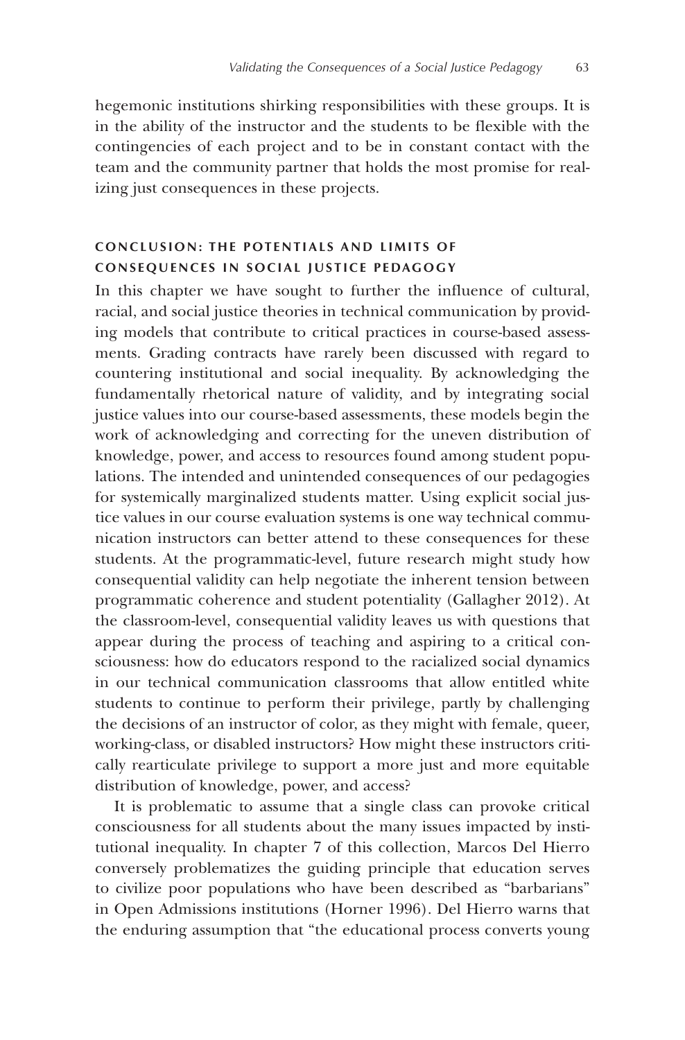hegemonic institutions shirking responsibilities with these groups. It is in the ability of the instructor and the students to be flexible with the contingencies of each project and to be in constant contact with the team and the community partner that holds the most promise for realizing just consequences in these projects.

## CONCLUSION: THE POTENTIALS AND LIMITS OF CONSEQUENCES IN SOCIAL JUSTICE PEDAGOGY

In this chapter we have sought to further the influence of cultural, racial, and social justice theories in technical communication by providing models that contribute to critical practices in course-based assessments. Grading contracts have rarely been discussed with regard to countering institutional and social inequality. By acknowledging the fundamentally rhetorical nature of validity, and by integrating social justice values into our course-based assessments, these models begin the work of acknowledging and correcting for the uneven distribution of knowledge, power, and access to resources found among student populations. The intended and unintended consequences of our pedagogies for systemically marginalized students matter. Using explicit social justice values in our course evaluation systems is one way technical communication instructors can better attend to these consequences for these students. At the programmatic-level, future research might study how consequential validity can help negotiate the inherent tension between programmatic coherence and student potentiality (Gallagher 2012). At the classroom-level, consequential validity leaves us with questions that appear during the process of teaching and aspiring to a critical consciousness: how do educators respond to the racialized social dynamics in our technical communication classrooms that allow entitled white students to continue to perform their privilege, partly by challenging the decisions of an instructor of color, as they might with female, queer, working-class, or disabled instructors? How might these instructors critically rearticulate privilege to support a more just and more equitable distribution of knowledge, power, and access?

It is problematic to assume that a single class can provoke critical consciousness for all students about the many issues impacted by institutional inequality. In chapter 7 of this collection, Marcos Del Hierro conversely problematizes the guiding principle that education serves to civilize poor populations who have been described as "barbarians" in Open Admissions institutions (Horner 1996). Del Hierro warns that the enduring assumption that "the educational process converts young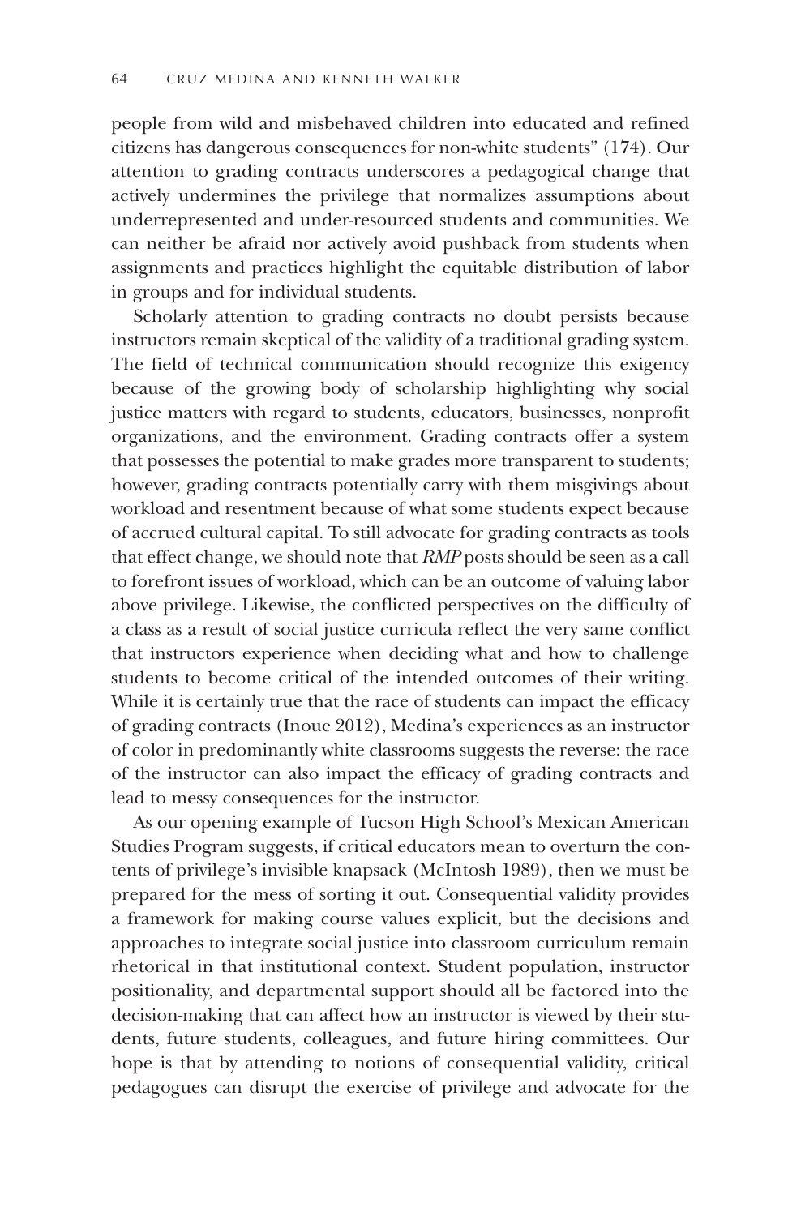people from wild and misbehaved children into educated and refined citizens has dangerous consequences for non-white students" (174). Our attention to grading contracts underscores a pedagogical change that actively undermines the privilege that normalizes assumptions about underrepresented and under-resourced students and communities. We can neither be afraid nor actively avoid pushback from students when assignments and practices highlight the equitable distribution of labor in groups and for individual students.

Scholarly attention to grading contracts no doubt persists because instructors remain skeptical of the validity of a traditional grading system. The field of technical communication should recognize this exigency because of the growing body of scholarship highlighting why social justice matters with regard to students, educators, businesses, nonprofit organizations, and the environment. Grading contracts offer a system that possesses the potential to make grades more transparent to students; however, grading contracts potentially carry with them misgivings about workload and resentment because of what some students expect because of accrued cultural capital. To still advocate for grading contracts as tools that effect change, we should note that *RMP* posts should be seen as a call to forefront issues of workload, which can be an outcome of valuing labor above privilege. Likewise, the conflicted perspectives on the difficulty of a class as a result of social justice curricula reflect the very same conflict that instructors experience when deciding what and how to challenge students to become critical of the intended outcomes of their writing. While it is certainly true that the race of students can impact the efficacy of grading contracts (Inoue 2012), Medina's experiences as an instructor of color in predominantly white classrooms suggests the reverse: the race of the instructor can also impact the efficacy of grading contracts and lead to messy consequences for the instructor.

As our opening example of Tucson High School's Mexican American Studies Program suggests, if critical educators mean to overturn the contents of privilege's invisible knapsack (McIntosh 1989), then we must be prepared for the mess of sorting it out. Consequential validity provides a framework for making course values explicit, but the decisions and approaches to integrate social justice into classroom curriculum remain rhetorical in that institutional context. Student population, instructor positionality, and departmental support should all be factored into the decision-making that can affect how an instructor is viewed by their students, future students, colleagues, and future hiring committees. Our hope is that by attending to notions of consequential validity, critical pedagogues can disrupt the exercise of privilege and advocate for the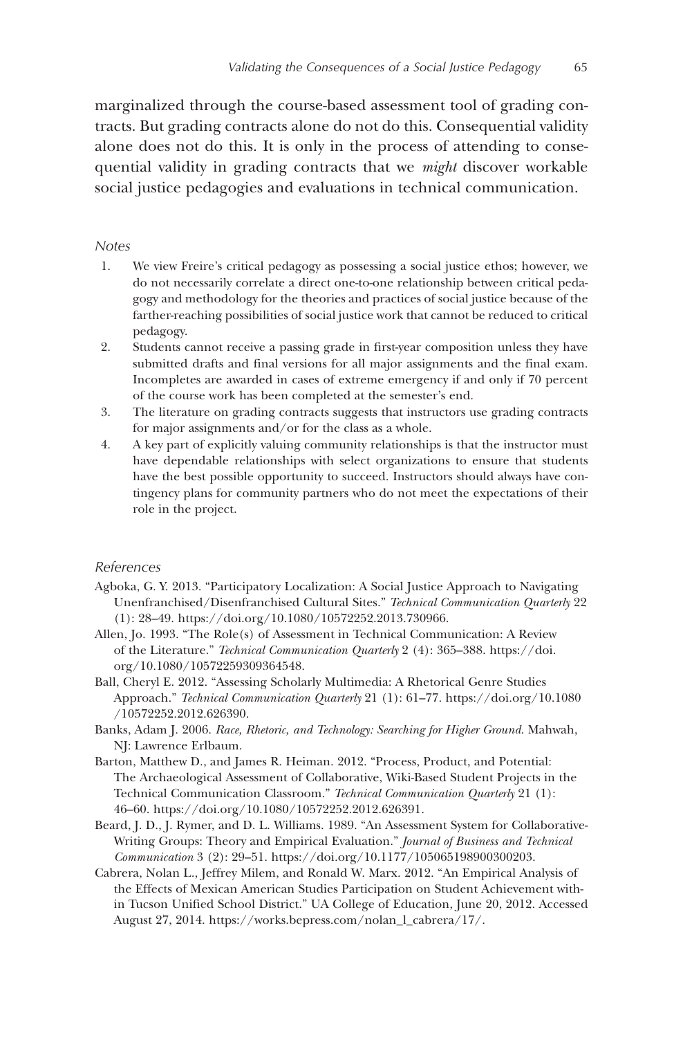marginalized through the course-based assessment tool of grading contracts. But grading contracts alone do not do this. Consequential validity alone does not do this. It is only in the process of attending to consequential validity in grading contracts that we *might* discover workable social justice pedagogies and evaluations in technical communication.

### Notes

1. We view Freire's critical pedagogy as possessing a social justice ethos; however, we do not necessarily correlate a direct one-to-one relationship between critical pedagogy and methodology for the theories and practices of social justice because of the farther-reaching possibilities of social justice work that cannot be reduced to critical pedagogy.
2. Students cannot receive a passing grade in first-year composition unless they have submitted drafts and final versions for all major assignments and the final exam. Incompletes are awarded in cases of extreme emergency if and only if 70 percent of the course work has been completed at the semester's end.
3. The literature on grading contracts suggests that instructors use grading contracts for major assignments and/or for the class as a whole.
4. A key part of explicitly valuing community relationships is that the instructor must have dependable relationships with select organizations to ensure that students have the best possible opportunity to succeed. Instructors should always have contingency plans for community partners who do not meet the expectations of their role in the project.

### References

Agboka, G. Y. 2013. "Participatory Localization: A Social Justice Approach to Navigating Unenfranchised/Disenfranchised Cultural Sites." *Technical Communication Quarterly* 22 (1): 28–49. https://doi.org/10.1080/10572252.2013.730966.

Allen, Jo. 1993. "The Role(s) of Assessment in Technical Communication: A Review of the Literature." *Technical Communication Quarterly* 2 (4): 365–388. https://doi.org/10.1080/10572259309364548.

Ball, Cheryl E. 2012. "Assessing Scholarly Multimedia: A Rhetorical Genre Studies Approach." *Technical Communication Quarterly* 21 (1): 61–77. https://doi.org/10.1080/10572252.2012.626390.

Banks, Adam J. 2006. *Race, Rhetoric, and Technology: Searching for Higher Ground*. Mahwah, NJ: Lawrence Erlbaum.

Barton, Matthew D., and James R. Heiman. 2012. "Process, Product, and Potential: The Archaeological Assessment of Collaborative, Wiki-Based Student Projects in the Technical Communication Classroom." *Technical Communication Quarterly* 21 (1): 46–60. https://doi.org/10.1080/10572252.2012.626391.

Beard, J. D., J. Rymer, and D. L. Williams. 1989. "An Assessment System for Collaborative-Writing Groups: Theory and Empirical Evaluation." *Journal of Business and Technical Communication* 3 (2): 29–51. https://doi.org/10.1177/105065198900300203.

Cabrera, Nolan L., Jeffrey Milem, and Ronald W. Marx. 2012. "An Empirical Analysis of the Effects of Mexican American Studies Participation on Student Achievement within Tucson Unified School District." UA College of Education, June 20, 2012. Accessed August 27, 2014. https://works.bepress.com/nolan_l_cabrera/17/.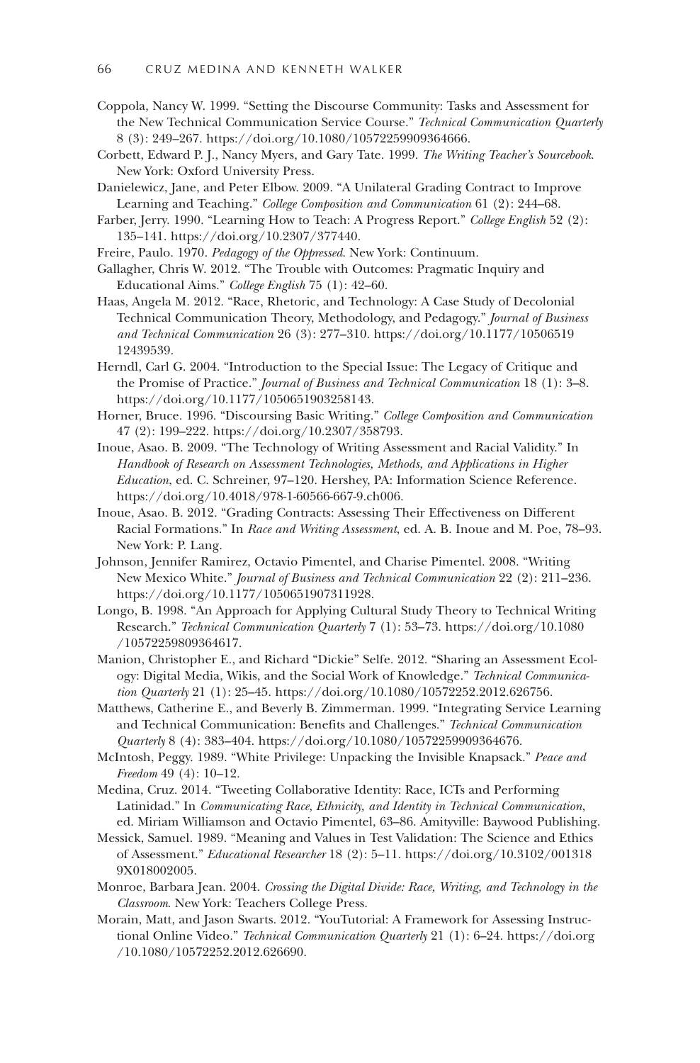Coppola, Nancy W. 1999. "Setting the Discourse Community: Tasks and Assessment for the New Technical Communication Service Course." *Technical Communication Quarterly* 8 (3): 249–267. https://doi.org/10.1080/10572259909364666.

Corbett, Edward P. J., Nancy Myers, and Gary Tate. 1999. *The Writing Teacher's Sourcebook*. New York: Oxford University Press.

Danielewicz, Jane, and Peter Elbow. 2009. "A Unilateral Grading Contract to Improve Learning and Teaching." *College Composition and Communication* 61 (2): 244–68.

Farber, Jerry. 1990. "Learning How to Teach: A Progress Report." *College English* 52 (2): 135–141. https://doi.org/10.2307/377440.

Freire, Paulo. 1970. *Pedagogy of the Oppressed*. New York: Continuum.

Gallagher, Chris W. 2012. "The Trouble with Outcomes: Pragmatic Inquiry and Educational Aims." *College English* 75 (1): 42–60.

Haas, Angela M. 2012. "Race, Rhetoric, and Technology: A Case Study of Decolonial Technical Communication Theory, Methodology, and Pedagogy." *Journal of Business and Technical Communication* 26 (3): 277–310. https://doi.org/10.1177/1050651912439539.

Herndl, Carl G. 2004. "Introduction to the Special Issue: The Legacy of Critique and the Promise of Practice." *Journal of Business and Technical Communication* 18 (1): 3–8. https://doi.org/10.1177/1050651903258143.

Horner, Bruce. 1996. "Discoursing Basic Writing." *College Composition and Communication* 47 (2): 199–222. https://doi.org/10.2307/358793.

Inoue, Asao. B. 2009. "The Technology of Writing Assessment and Racial Validity." In *Handbook of Research on Assessment Technologies, Methods, and Applications in Higher Education*, ed. C. Schreiner, 97–120. Hershey, PA: Information Science Reference. https://doi.org/10.4018/978-1-60566-667-9.ch006.

Inoue, Asao. B. 2012. "Grading Contracts: Assessing Their Effectiveness on Different Racial Formations." In *Race and Writing Assessment*, ed. A. B. Inoue and M. Poe, 78–93. New York: P. Lang.

Johnson, Jennifer Ramirez, Octavio Pimentel, and Charise Pimentel. 2008. "Writing New Mexico White." *Journal of Business and Technical Communication* 22 (2): 211–236. https://doi.org/10.1177/1050651907311928.

Longo, B. 1998. "An Approach for Applying Cultural Study Theory to Technical Writing Research." *Technical Communication Quarterly* 7 (1): 53–73. https://doi.org/10.1080/10572259809364617.

Manion, Christopher E., and Richard "Dickie" Selfe. 2012. "Sharing an Assessment Ecology: Digital Media, Wikis, and the Social Work of Knowledge." *Technical Communication Quarterly* 21 (1): 25–45. https://doi.org/10.1080/10572252.2012.626756.

Matthews, Catherine E., and Beverly B. Zimmerman. 1999. "Integrating Service Learning and Technical Communication: Benefits and Challenges." *Technical Communication Quarterly* 8 (4): 383–404. https://doi.org/10.1080/10572259909364676.

McIntosh, Peggy. 1989. "White Privilege: Unpacking the Invisible Knapsack." *Peace and Freedom* 49 (4): 10–12.

Medina, Cruz. 2014. "Tweeting Collaborative Identity: Race, ICTs and Performing Latinidad." In *Communicating Race, Ethnicity, and Identity in Technical Communication*, ed. Miriam Williamson and Octavio Pimentel, 63–86. Amityville: Baywood Publishing.

Messick, Samuel. 1989. "Meaning and Values in Test Validation: The Science and Ethics of Assessment." *Educational Researcher* 18 (2): 5–11. https://doi.org/10.3102/0013189X018002005.

Monroe, Barbara Jean. 2004. *Crossing the Digital Divide: Race, Writing, and Technology in the Classroom*. New York: Teachers College Press.

Morain, Matt, and Jason Swarts. 2012. "YouTutorial: A Framework for Assessing Instructional Online Video." *Technical Communication Quarterly* 21 (1): 6–24. https://doi.org/10.1080/10572252.2012.626690.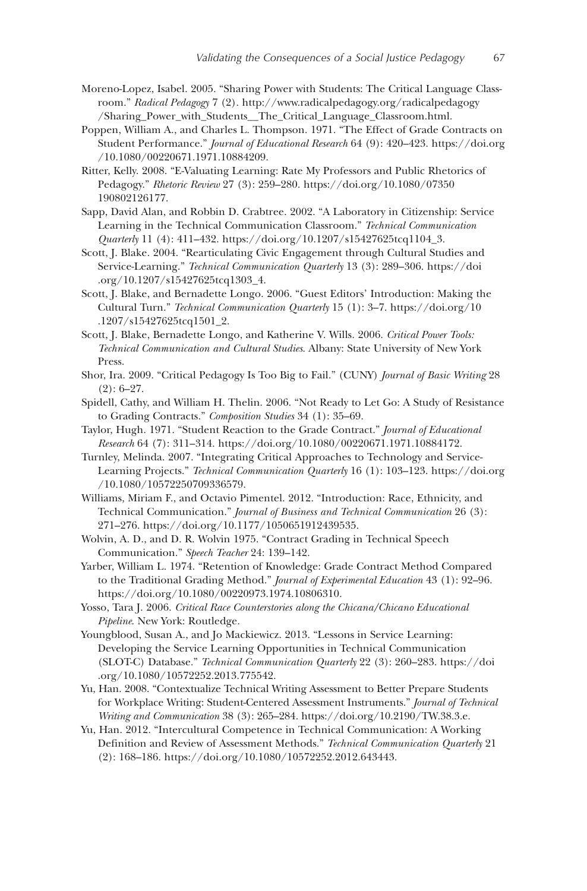Moreno-Lopez, Isabel. 2005. "Sharing Power with Students: The Critical Language Classroom." *Radical Pedagogy* 7 (2). http://www.radicalpedagogy.org/radicalpedagogy/Sharing_Power_with_Students__The_Critical_Language_Classroom.html.

Poppen, William A., and Charles L. Thompson. 1971. "The Effect of Grade Contracts on Student Performance." *Journal of Educational Research* 64 (9): 420–423. https://doi.org/10.1080/00220671.1971.10884209.

Ritter, Kelly. 2008. "E-Valuating Learning: Rate My Professors and Public Rhetorics of Pedagogy." *Rhetoric Review* 27 (3): 259–280. https://doi.org/10.1080/07350190802126177.

Sapp, David Alan, and Robbin D. Crabtree. 2002. "A Laboratory in Citizenship: Service Learning in the Technical Communication Classroom." *Technical Communication Quarterly* 11 (4): 411–432. https://doi.org/10.1207/s15427625tcq1104_3.

Scott, J. Blake. 2004. "Rearticulating Civic Engagement through Cultural Studies and Service-Learning." *Technical Communication Quarterly* 13 (3): 289–306. https://doi.org/10.1207/s15427625tcq1303_4.

Scott, J. Blake, and Bernadette Longo. 2006. "Guest Editors' Introduction: Making the Cultural Turn." *Technical Communication Quarterly* 15 (1): 3–7. https://doi.org/10.1207/s15427625tcq1501_2.

Scott, J. Blake, Bernadette Longo, and Katherine V. Wills. 2006. *Critical Power Tools: Technical Communication and Cultural Studies*. Albany: State University of New York Press.

Shor, Ira. 2009. "Critical Pedagogy Is Too Big to Fail." (CUNY) *Journal of Basic Writing* 28 (2): 6–27.

Spidell, Cathy, and William H. Thelin. 2006. "Not Ready to Let Go: A Study of Resistance to Grading Contracts." *Composition Studies* 34 (1): 35–69.

Taylor, Hugh. 1971. "Student Reaction to the Grade Contract." *Journal of Educational Research* 64 (7): 311–314. https://doi.org/10.1080/00220671.1971.10884172.

Turnley, Melinda. 2007. "Integrating Critical Approaches to Technology and Service-Learning Projects." *Technical Communication Quarterly* 16 (1): 103–123. https://doi.org/10.1080/10572250709336579.

Williams, Miriam F., and Octavio Pimentel. 2012. "Introduction: Race, Ethnicity, and Technical Communication." *Journal of Business and Technical Communication* 26 (3): 271–276. https://doi.org/10.1177/1050651912439535.

Wolvin, A. D., and D. R. Wolvin 1975. "Contract Grading in Technical Speech Communication." *Speech Teacher* 24: 139–142.

Yarber, William L. 1974. "Retention of Knowledge: Grade Contract Method Compared to the Traditional Grading Method." *Journal of Experimental Education* 43 (1): 92–96. https://doi.org/10.1080/00220973.1974.10806310.

Yosso, Tara J. 2006. *Critical Race Counterstories along the Chicana/Chicano Educational Pipeline*. New York: Routledge.

Youngblood, Susan A., and Jo Mackiewicz. 2013. "Lessons in Service Learning: Developing the Service Learning Opportunities in Technical Communication (SLOT-C) Database." *Technical Communication Quarterly* 22 (3): 260–283. https://doi.org/10.1080/10572252.2013.775542.

Yu, Han. 2008. "Contextualize Technical Writing Assessment to Better Prepare Students for Workplace Writing: Student-Centered Assessment Instruments." *Journal of Technical Writing and Communication* 38 (3): 265–284. https://doi.org/10.2190/TW.38.3.e.

Yu, Han. 2012. "Intercultural Competence in Technical Communication: A Working Definition and Review of Assessment Methods." *Technical Communication Quarterly* 21 (2): 168–186. https://doi.org/10.1080/10572252.2012.643443.